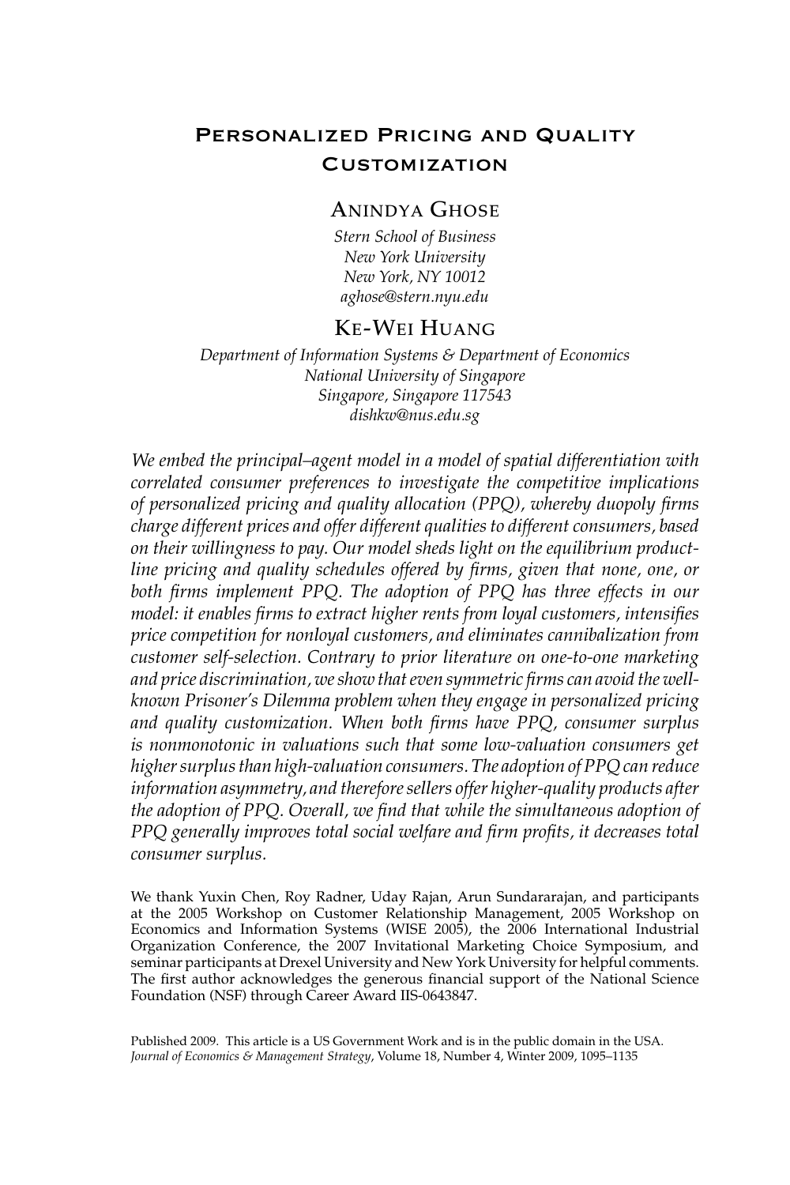# Personalized Pricing and Quality Customization

## Anindya Ghose

*Stern School of Business*
*New York University*
*New York, NY 10012*
*aghose@stern.nyu.edu*

## Ke-Wei Huang

*Department of Information Systems & Department of Economics*
*National University of Singapore*
*Singapore, Singapore 117543*
*dishkw@nus.edu.sg*

*We embed the principal–agent model in a model of spatial differentiation with correlated consumer preferences to investigate the competitive implications of personalized pricing and quality allocation (PPQ), whereby duopoly firms charge different prices and offer different qualities to different consumers, based on their willingness to pay. Our model sheds light on the equilibrium product-line pricing and quality schedules offered by firms, given that none, one, or both firms implement PPQ. The adoption of PPQ has three effects in our model: it enables firms to extract higher rents from loyal customers, intensifies price competition for nonloyal customers, and eliminates cannibalization from customer self-selection. Contrary to prior literature on one-to-one marketing and price discrimination, we show that even symmetric firms can avoid the well-known Prisoner's Dilemma problem when they engage in personalized pricing and quality customization. When both firms have PPQ, consumer surplus is nonmonotonic in valuations such that some low-valuation consumers get higher surplus than high-valuation consumers. The adoption of PPQ can reduce information asymmetry, and therefore sellers offer higher-quality products after the adoption of PPQ. Overall, we find that while the simultaneous adoption of PPQ generally improves total social welfare and firm profits, it decreases total consumer surplus.*

We thank Yuxin Chen, Roy Radner, Uday Rajan, Arun Sundararajan, and participants at the 2005 Workshop on Customer Relationship Management, 2005 Workshop on Economics and Information Systems (WISE 2005), the 2006 International Industrial Organization Conference, the 2007 Invitational Marketing Choice Symposium, and seminar participants at Drexel University and New York University for helpful comments. The first author acknowledges the generous financial support of the National Science Foundation (NSF) through Career Award IIS-0643847.

Published 2009. This article is a US Government Work and is in the public domain in the USA.
*Journal of Economics & Management Strategy*, Volume 18, Number 4, Winter 2009, 1095–1135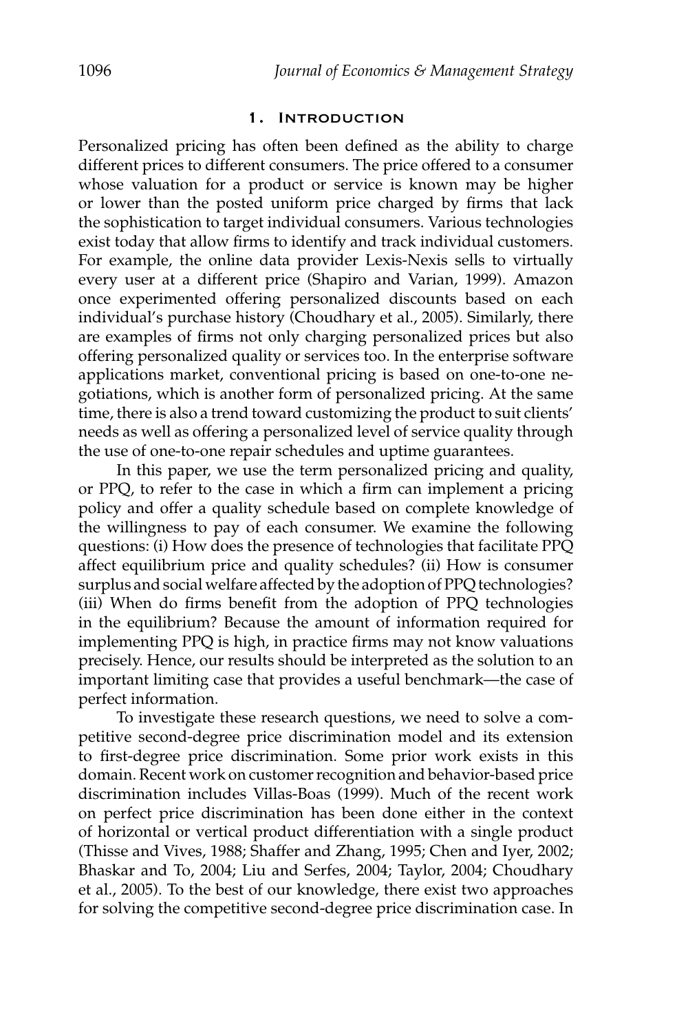## 1. Introduction

Personalized pricing has often been defined as the ability to charge different prices to different consumers. The price offered to a consumer whose valuation for a product or service is known may be higher or lower than the posted uniform price charged by firms that lack the sophistication to target individual consumers. Various technologies exist today that allow firms to identify and track individual customers. For example, the online data provider Lexis-Nexis sells to virtually every user at a different price (Shapiro and Varian, 1999). Amazon once experimented offering personalized discounts based on each individual's purchase history (Choudhary et al., 2005). Similarly, there are examples of firms not only charging personalized prices but also offering personalized quality or services too. In the enterprise software applications market, conventional pricing is based on one-to-one negotiations, which is another form of personalized pricing. At the same time, there is also a trend toward customizing the product to suit clients' needs as well as offering a personalized level of service quality through the use of one-to-one repair schedules and uptime guarantees.

In this paper, we use the term personalized pricing and quality, or PPQ, to refer to the case in which a firm can implement a pricing policy and offer a quality schedule based on complete knowledge of the willingness to pay of each consumer. We examine the following questions: (i) How does the presence of technologies that facilitate PPQ affect equilibrium price and quality schedules? (ii) How is consumer surplus and social welfare affected by the adoption of PPQ technologies? (iii) When do firms benefit from the adoption of PPQ technologies in the equilibrium? Because the amount of information required for implementing PPQ is high, in practice firms may not know valuations precisely. Hence, our results should be interpreted as the solution to an important limiting case that provides a useful benchmark—the case of perfect information.

To investigate these research questions, we need to solve a competitive second-degree price discrimination model and its extension to first-degree price discrimination. Some prior work exists in this domain. Recent work on customer recognition and behavior-based price discrimination includes Villas-Boas (1999). Much of the recent work on perfect price discrimination has been done either in the context of horizontal or vertical product differentiation with a single product (Thisse and Vives, 1988; Shaffer and Zhang, 1995; Chen and Iyer, 2002; Bhaskar and To, 2004; Liu and Serfes, 2004; Taylor, 2004; Choudhary et al., 2005). To the best of our knowledge, there exist two approaches for solving the competitive second-degree price discrimination case. In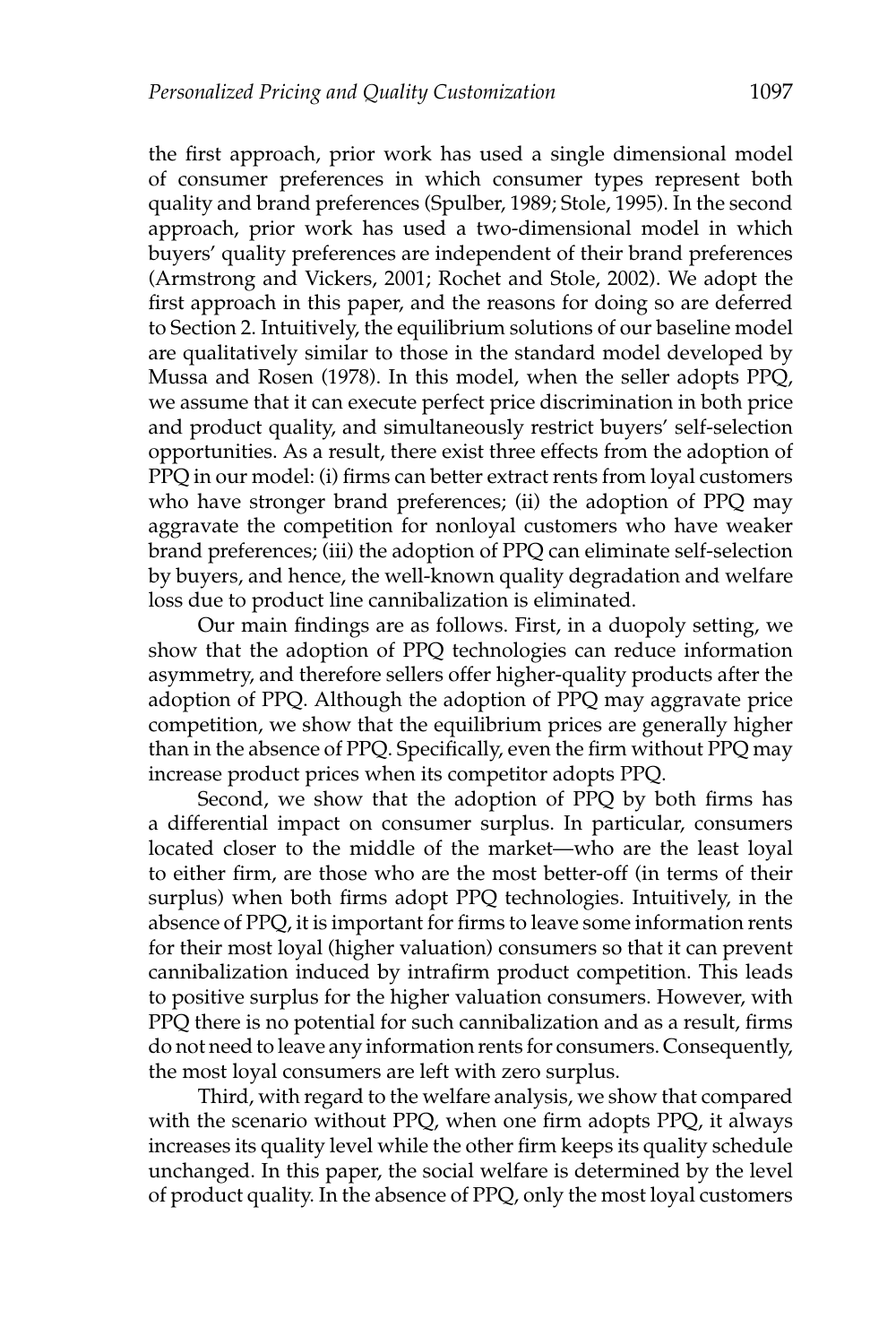the first approach, prior work has used a single dimensional model of consumer preferences in which consumer types represent both quality and brand preferences (Spulber, 1989; Stole, 1995). In the second approach, prior work has used a two-dimensional model in which buyers' quality preferences are independent of their brand preferences (Armstrong and Vickers, 2001; Rochet and Stole, 2002). We adopt the first approach in this paper, and the reasons for doing so are deferred to Section 2. Intuitively, the equilibrium solutions of our baseline model are qualitatively similar to those in the standard model developed by Mussa and Rosen (1978). In this model, when the seller adopts PPQ, we assume that it can execute perfect price discrimination in both price and product quality, and simultaneously restrict buyers' self-selection opportunities. As a result, there exist three effects from the adoption of PPQ in our model: (i) firms can better extract rents from loyal customers who have stronger brand preferences; (ii) the adoption of PPQ may aggravate the competition for nonloyal customers who have weaker brand preferences; (iii) the adoption of PPQ can eliminate self-selection by buyers, and hence, the well-known quality degradation and welfare loss due to product line cannibalization is eliminated.

Our main findings are as follows. First, in a duopoly setting, we show that the adoption of PPQ technologies can reduce information asymmetry, and therefore sellers offer higher-quality products after the adoption of PPQ. Although the adoption of PPQ may aggravate price competition, we show that the equilibrium prices are generally higher than in the absence of PPQ. Specifically, even the firm without PPQ may increase product prices when its competitor adopts PPQ.

Second, we show that the adoption of PPQ by both firms has a differential impact on consumer surplus. In particular, consumers located closer to the middle of the market—who are the least loyal to either firm, are those who are the most better-off (in terms of their surplus) when both firms adopt PPQ technologies. Intuitively, in the absence of PPQ, it is important for firms to leave some information rents for their most loyal (higher valuation) consumers so that it can prevent cannibalization induced by intrafirm product competition. This leads to positive surplus for the higher valuation consumers. However, with PPQ there is no potential for such cannibalization and as a result, firms do not need to leave any information rents for consumers. Consequently, the most loyal consumers are left with zero surplus.

Third, with regard to the welfare analysis, we show that compared with the scenario without PPQ, when one firm adopts PPQ, it always increases its quality level while the other firm keeps its quality schedule unchanged. In this paper, the social welfare is determined by the level of product quality. In the absence of PPQ, only the most loyal customers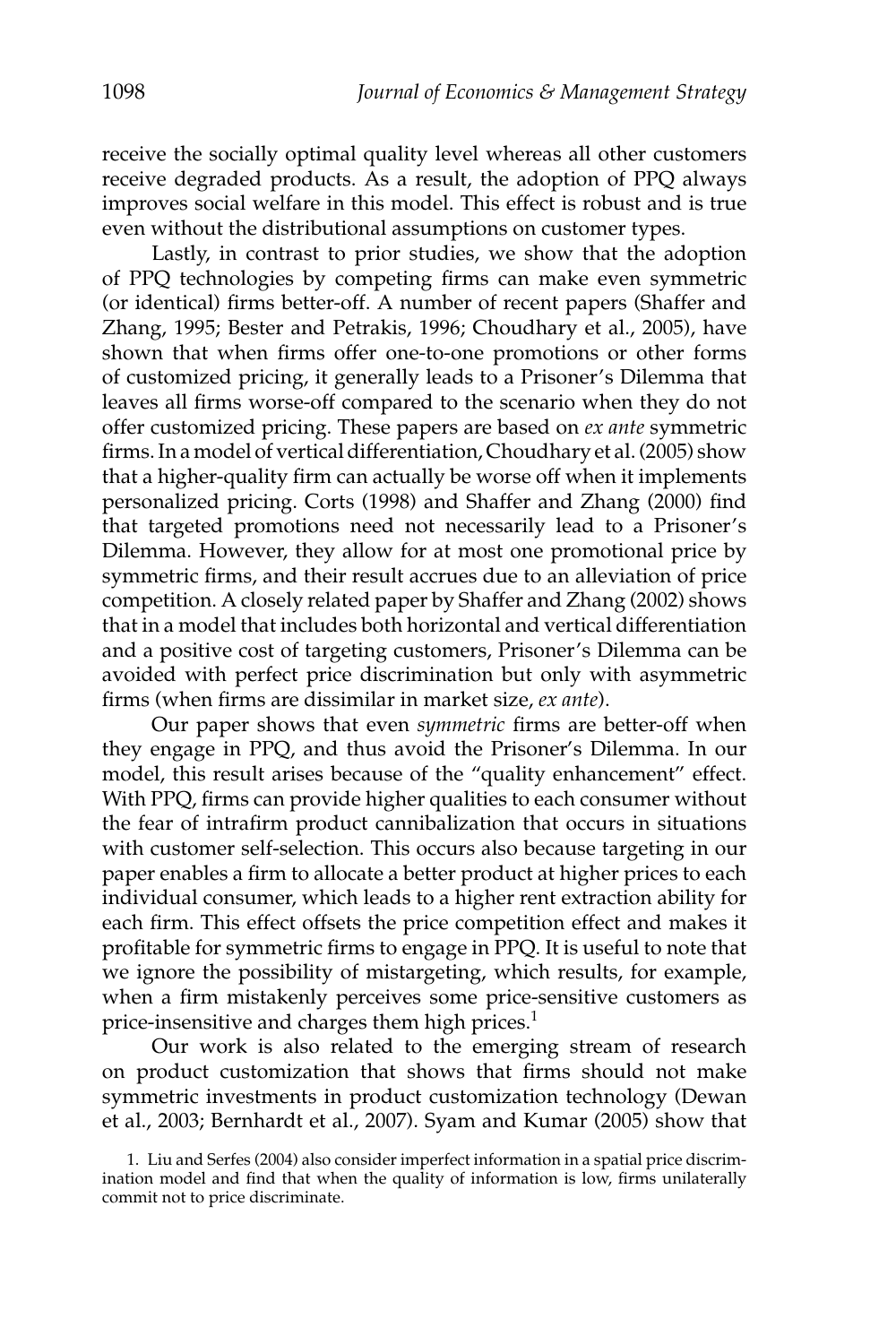receive the socially optimal quality level whereas all other customers receive degraded products. As a result, the adoption of PPQ always improves social welfare in this model. This effect is robust and is true even without the distributional assumptions on customer types.

Lastly, in contrast to prior studies, we show that the adoption of PPQ technologies by competing firms can make even symmetric (or identical) firms better-off. A number of recent papers (Shaffer and Zhang, 1995; Bester and Petrakis, 1996; Choudhary et al., 2005), have shown that when firms offer one-to-one promotions or other forms of customized pricing, it generally leads to a Prisoner's Dilemma that leaves all firms worse-off compared to the scenario when they do not offer customized pricing. These papers are based on *ex ante* symmetric firms. In a model of vertical differentiation, Choudhary et al. (2005) show that a higher-quality firm can actually be worse off when it implements personalized pricing. Corts (1998) and Shaffer and Zhang (2000) find that targeted promotions need not necessarily lead to a Prisoner's Dilemma. However, they allow for at most one promotional price by symmetric firms, and their result accrues due to an alleviation of price competition. A closely related paper by Shaffer and Zhang (2002) shows that in a model that includes both horizontal and vertical differentiation and a positive cost of targeting customers, Prisoner's Dilemma can be avoided with perfect price discrimination but only with asymmetric firms (when firms are dissimilar in market size, *ex ante*).

Our paper shows that even *symmetric* firms are better-off when they engage in PPQ, and thus avoid the Prisoner's Dilemma. In our model, this result arises because of the "quality enhancement" effect. With PPQ, firms can provide higher qualities to each consumer without the fear of intrafirm product cannibalization that occurs in situations with customer self-selection. This occurs also because targeting in our paper enables a firm to allocate a better product at higher prices to each individual consumer, which leads to a higher rent extraction ability for each firm. This effect offsets the price competition effect and makes it profitable for symmetric firms to engage in PPQ. It is useful to note that we ignore the possibility of mistargeting, which results, for example, when a firm mistakenly perceives some price-sensitive customers as price-insensitive and charges them high prices.[1]

Our work is also related to the emerging stream of research on product customization that shows that firms should not make symmetric investments in product customization technology (Dewan et al., 2003; Bernhardt et al., 2007). Syam and Kumar (2005) show that

1. Liu and Serfes (2004) also consider imperfect information in a spatial price discrimination model and find that when the quality of information is low, firms unilaterally commit not to price discriminate.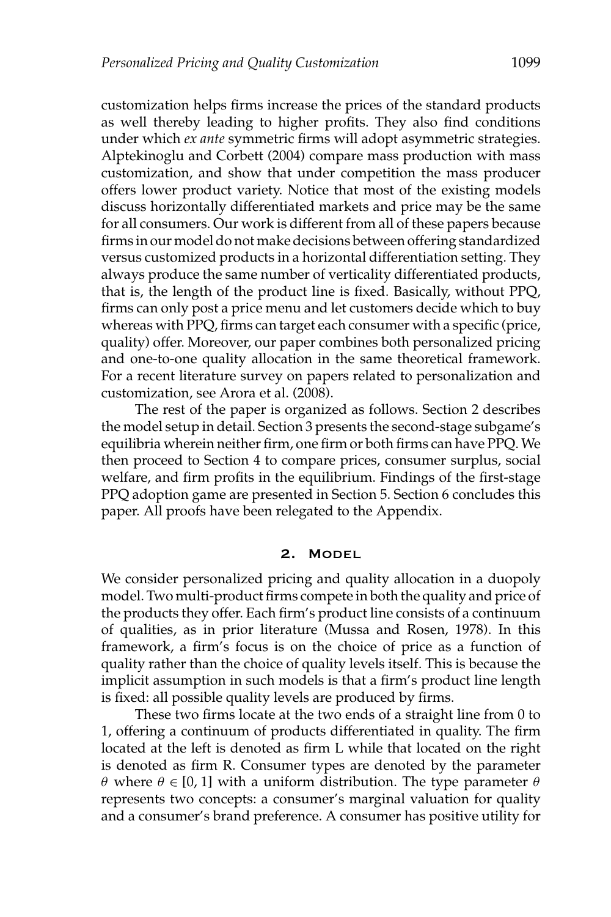customization helps firms increase the prices of the standard products as well thereby leading to higher profits. They also find conditions under which *ex ante* symmetric firms will adopt asymmetric strategies. Alptekinoglu and Corbett (2004) compare mass production with mass customization, and show that under competition the mass producer offers lower product variety. Notice that most of the existing models discuss horizontally differentiated markets and price may be the same for all consumers. Our work is different from all of these papers because firms in our model do not make decisions between offering standardized versus customized products in a horizontal differentiation setting. They always produce the same number of verticality differentiated products, that is, the length of the product line is fixed. Basically, without PPQ, firms can only post a price menu and let customers decide which to buy whereas with PPQ, firms can target each consumer with a specific (price, quality) offer. Moreover, our paper combines both personalized pricing and one-to-one quality allocation in the same theoretical framework. For a recent literature survey on papers related to personalization and customization, see Arora et al. (2008).

The rest of the paper is organized as follows. Section 2 describes the model setup in detail. Section 3 presents the second-stage subgame's equilibria wherein neither firm, one firm or both firms can have PPQ. We then proceed to Section 4 to compare prices, consumer surplus, social welfare, and firm profits in the equilibrium. Findings of the first-stage PPQ adoption game are presented in Section 5. Section 6 concludes this paper. All proofs have been relegated to the Appendix.

## 2. Model

We consider personalized pricing and quality allocation in a duopoly model. Two multi-product firms compete in both the quality and price of the products they offer. Each firm's product line consists of a continuum of qualities, as in prior literature (Mussa and Rosen, 1978). In this framework, a firm's focus is on the choice of price as a function of quality rather than the choice of quality levels itself. This is because the implicit assumption in such models is that a firm's product line length is fixed: all possible quality levels are produced by firms.

These two firms locate at the two ends of a straight line from 0 to 1, offering a continuum of products differentiated in quality. The firm located at the left is denoted as firm L while that located on the right is denoted as firm R. Consumer types are denoted by the parameter $\theta$ where $\theta \in [0, 1]$ with a uniform distribution. The type parameter $\theta$ represents two concepts: a consumer's marginal valuation for quality and a consumer's brand preference. A consumer has positive utility for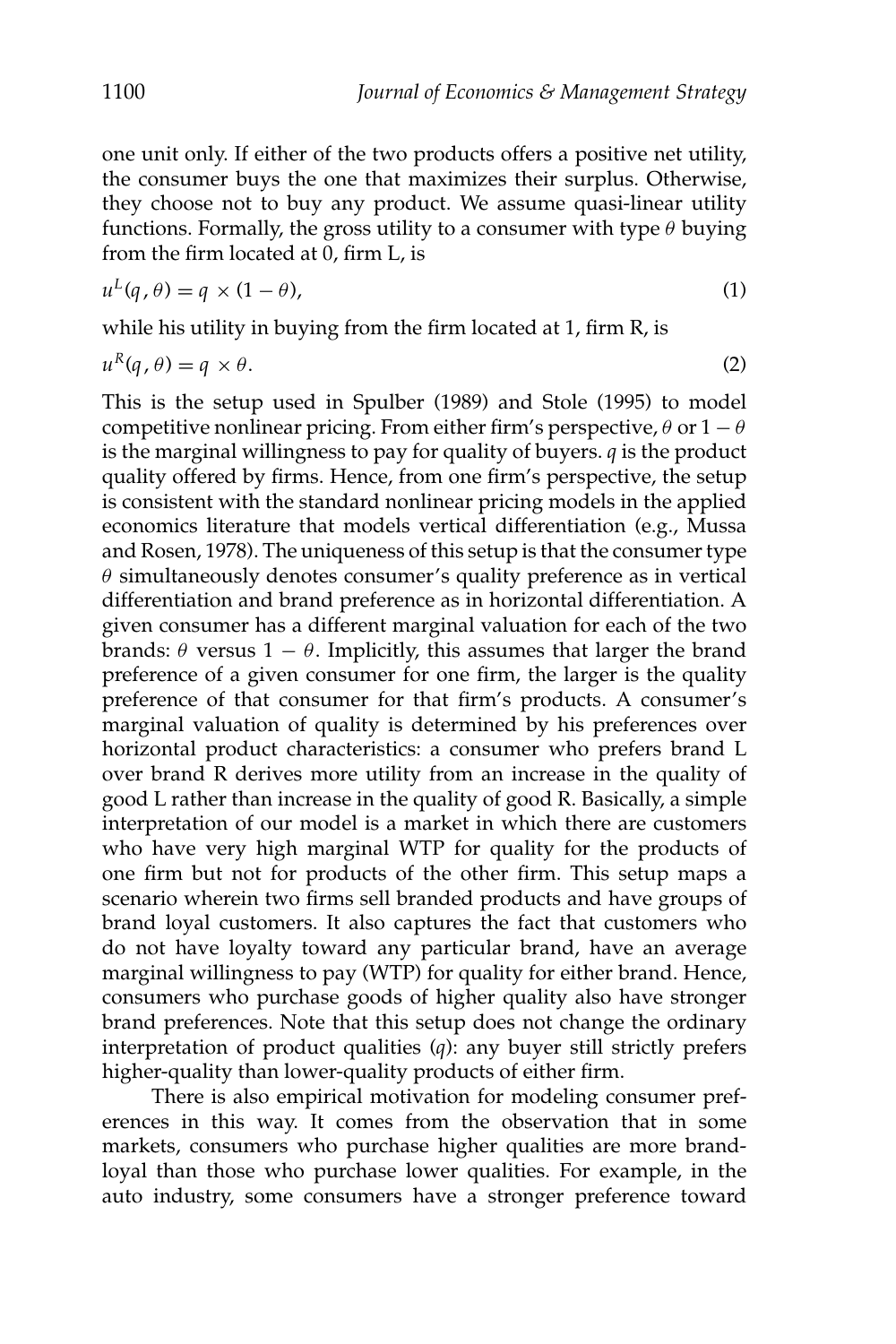one unit only. If either of the two products offers a positive net utility, the consumer buys the one that maximizes their surplus. Otherwise, they choose not to buy any product. We assume quasi-linear utility functions. Formally, the gross utility to a consumer with type $\theta$ buying from the firm located at 0, firm L, is

$$u^L(q, \theta) = q \times (1 - \theta), \tag{1}$$

while his utility in buying from the firm located at 1, firm R, is

$$u^R(q, \theta) = q \times \theta. \tag{2}$$

This is the setup used in Spulber (1989) and Stole (1995) to model competitive nonlinear pricing. From either firm's perspective, $\theta$ or $1 - \theta$ is the marginal willingness to pay for quality of buyers. $q$ is the product quality offered by firms. Hence, from one firm's perspective, the setup is consistent with the standard nonlinear pricing models in the applied economics literature that models vertical differentiation (e.g., Mussa and Rosen, 1978). The uniqueness of this setup is that the consumer type $\theta$ simultaneously denotes consumer's quality preference as in vertical differentiation and brand preference as in horizontal differentiation. A given consumer has a different marginal valuation for each of the two brands: $\theta$ versus $1 - \theta$. Implicitly, this assumes that larger the brand preference of a given consumer for one firm, the larger is the quality preference of that consumer for that firm's products. A consumer's marginal valuation of quality is determined by his preferences over horizontal product characteristics: a consumer who prefers brand L over brand R derives more utility from an increase in the quality of good L rather than increase in the quality of good R. Basically, a simple interpretation of our model is a market in which there are customers who have very high marginal WTP for quality for the products of one firm but not for products of the other firm. This setup maps a scenario wherein two firms sell branded products and have groups of brand loyal customers. It also captures the fact that customers who do not have loyalty toward any particular brand, have an average marginal willingness to pay (WTP) for quality for either brand. Hence, consumers who purchase goods of higher quality also have stronger brand preferences. Note that this setup does not change the ordinary interpretation of product qualities ($q$): any buyer still strictly prefers higher-quality than lower-quality products of either firm.

There is also empirical motivation for modeling consumer preferences in this way. It comes from the observation that in some markets, consumers who purchase higher qualities are more brand-loyal than those who purchase lower qualities. For example, in the auto industry, some consumers have a stronger preference toward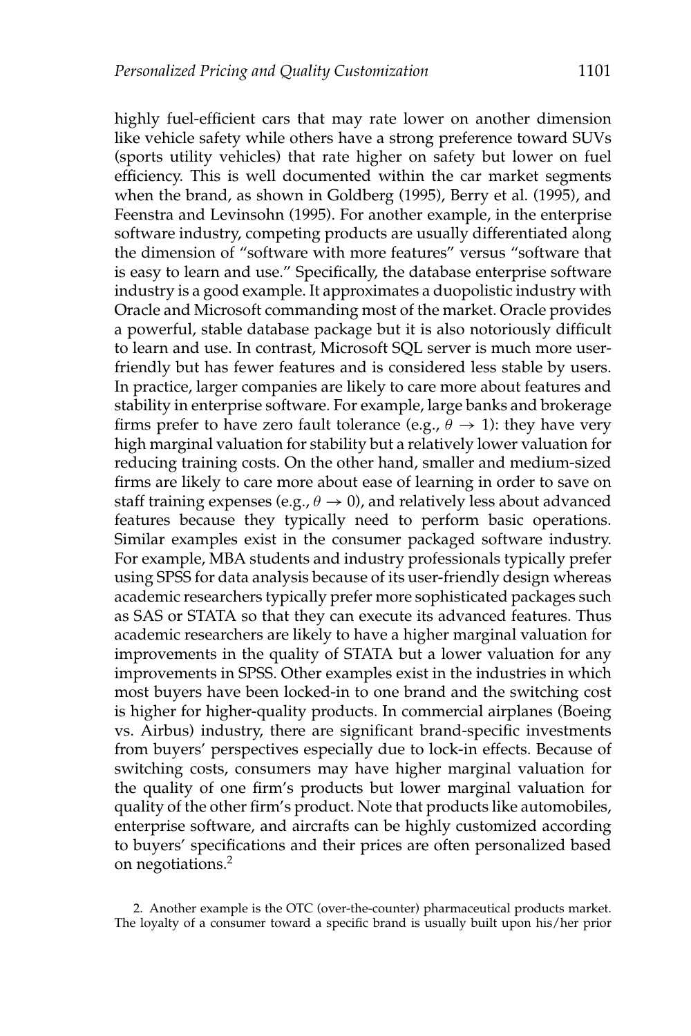highly fuel-efficient cars that may rate lower on another dimension like vehicle safety while others have a strong preference toward SUVs (sports utility vehicles) that rate higher on safety but lower on fuel efficiency. This is well documented within the car market segments when the brand, as shown in Goldberg (1995), Berry et al. (1995), and Feenstra and Levinsohn (1995). For another example, in the enterprise software industry, competing products are usually differentiated along the dimension of "software with more features" versus "software that is easy to learn and use." Specifically, the database enterprise software industry is a good example. It approximates a duopolistic industry with Oracle and Microsoft commanding most of the market. Oracle provides a powerful, stable database package but it is also notoriously difficult to learn and use. In contrast, Microsoft SQL server is much more user-friendly but has fewer features and is considered less stable by users. In practice, larger companies are likely to care more about features and stability in enterprise software. For example, large banks and brokerage firms prefer to have zero fault tolerance (e.g., $\theta \rightarrow 1$): they have very high marginal valuation for stability but a relatively lower valuation for reducing training costs. On the other hand, smaller and medium-sized firms are likely to care more about ease of learning in order to save on staff training expenses (e.g., $\theta \rightarrow 0$), and relatively less about advanced features because they typically need to perform basic operations. Similar examples exist in the consumer packaged software industry. For example, MBA students and industry professionals typically prefer using SPSS for data analysis because of its user-friendly design whereas academic researchers typically prefer more sophisticated packages such as SAS or STATA so that they can execute its advanced features. Thus academic researchers are likely to have a higher marginal valuation for improvements in the quality of STATA but a lower valuation for any improvements in SPSS. Other examples exist in the industries in which most buyers have been locked-in to one brand and the switching cost is higher for higher-quality products. In commercial airplanes (Boeing vs. Airbus) industry, there are significant brand-specific investments from buyers' perspectives especially due to lock-in effects. Because of switching costs, consumers may have higher marginal valuation for the quality of one firm's products but lower marginal valuation for quality of the other firm's product. Note that products like automobiles, enterprise software, and aircrafts can be highly customized according to buyers' specifications and their prices are often personalized based on negotiations.[2]

2. Another example is the OTC (over-the-counter) pharmaceutical products market. The loyalty of a consumer toward a specific brand is usually built upon his/her prior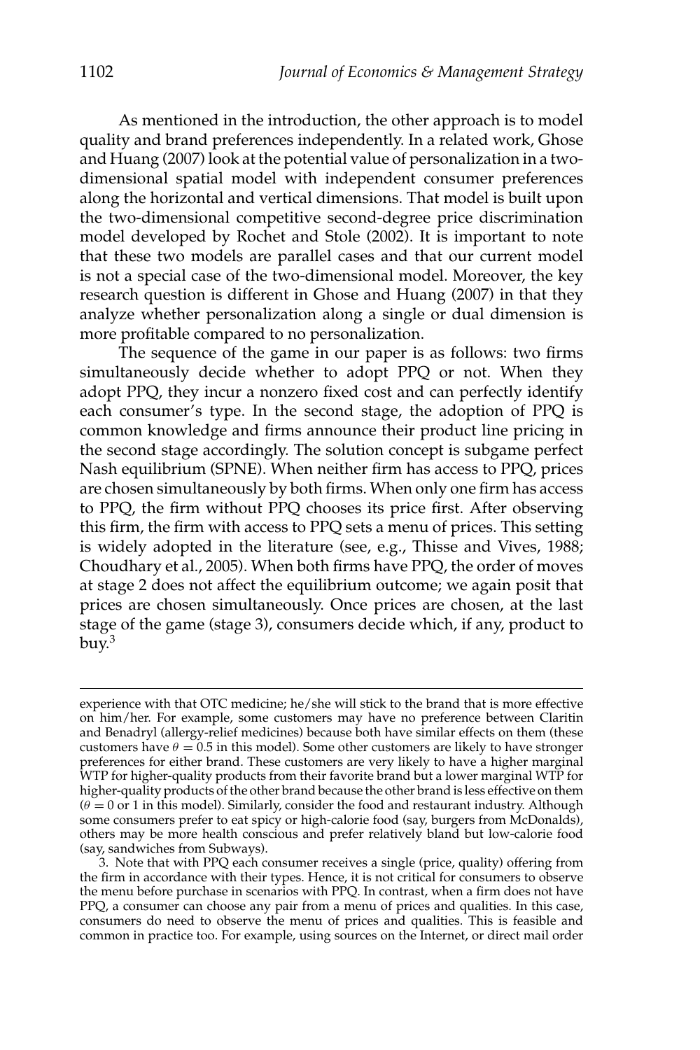As mentioned in the introduction, the other approach is to model quality and brand preferences independently. In a related work, Ghose and Huang (2007) look at the potential value of personalization in a two-dimensional spatial model with independent consumer preferences along the horizontal and vertical dimensions. That model is built upon the two-dimensional competitive second-degree price discrimination model developed by Rochet and Stole (2002). It is important to note that these two models are parallel cases and that our current model is not a special case of the two-dimensional model. Moreover, the key research question is different in Ghose and Huang (2007) in that they analyze whether personalization along a single or dual dimension is more profitable compared to no personalization.

The sequence of the game in our paper is as follows: two firms simultaneously decide whether to adopt PPQ or not. When they adopt PPQ, they incur a nonzero fixed cost and can perfectly identify each consumer's type. In the second stage, the adoption of PPQ is common knowledge and firms announce their product line pricing in the second stage accordingly. The solution concept is subgame perfect Nash equilibrium (SPNE). When neither firm has access to PPQ, prices are chosen simultaneously by both firms. When only one firm has access to PPQ, the firm without PPQ chooses its price first. After observing this firm, the firm with access to PPQ sets a menu of prices. This setting is widely adopted in the literature (see, e.g., Thisse and Vives, 1988; Choudhary et al., 2005). When both firms have PPQ, the order of moves at stage 2 does not affect the equilibrium outcome; we again posit that prices are chosen simultaneously. Once prices are chosen, at the last stage of the game (stage 3), consumers decide which, if any, product to buy.[3]

---

experience with that OTC medicine; he/she will stick to the brand that is more effective on him/her. For example, some customers may have no preference between Claritin and Benadryl (allergy-relief medicines) because both have similar effects on them (these customers have $\theta = 0.5$ in this model). Some other customers are likely to have stronger preferences for either brand. These customers are very likely to have a higher marginal WTP for higher-quality products from their favorite brand but a lower marginal WTP for higher-quality products of the other brand because the other brand is less effective on them ($\theta = 0$ or 1 in this model). Similarly, consider the food and restaurant industry. Although some consumers prefer to eat spicy or high-calorie food (say, burgers from McDonalds), others may be more health conscious and prefer relatively bland but low-calorie food (say, sandwiches from Subways).

3. Note that with PPQ each consumer receives a single (price, quality) offering from the firm in accordance with their types. Hence, it is not critical for consumers to observe the menu before purchase in scenarios with PPQ. In contrast, when a firm does not have PPQ, a consumer can choose any pair from a menu of prices and qualities. In this case, consumers do need to observe the menu of prices and qualities. This is feasible and common in practice too. For example, using sources on the Internet, or direct mail order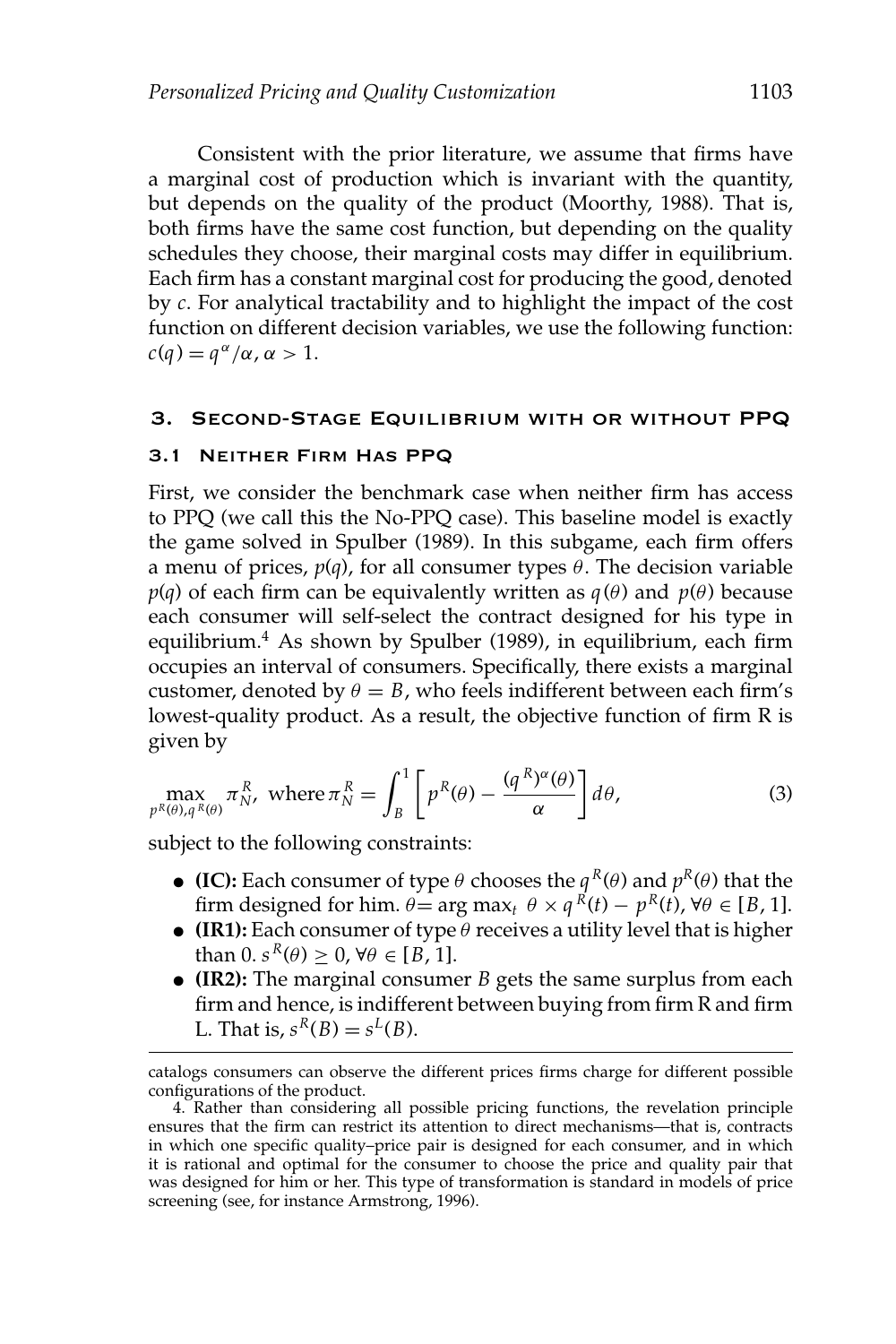Consistent with the prior literature, we assume that firms have a marginal cost of production which is invariant with the quantity, but depends on the quality of the product (Moorthy, 1988). That is, both firms have the same cost function, but depending on the quality schedules they choose, their marginal costs may differ in equilibrium. Each firm has a constant marginal cost for producing the good, denoted by $c$. For analytical tractability and to highlight the impact of the cost function on different decision variables, we use the following function: $c(q) = q^{\alpha}/\alpha$, $\alpha > 1$.

## 3. Second-Stage Equilibrium with or without PPQ

### 3.1 Neither Firm Has PPQ

First, we consider the benchmark case when neither firm has access to PPQ (we call this the No-PPQ case). This baseline model is exactly the game solved in Spulber (1989). In this subgame, each firm offers a menu of prices, $p(q)$, for all consumer types $\theta$. The decision variable $p(q)$ of each firm can be equivalently written as $q(\theta)$ and $p(\theta)$ because each consumer will self-select the contract designed for his type in equilibrium.[4] As shown by Spulber (1989), in equilibrium, each firm occupies an interval of consumers. Specifically, there exists a marginal customer, denoted by $\theta = B$, who feels indifferent between each firm's lowest-quality product. As a result, the objective function of firm R is given by

$$\max_{p^R(\theta), q^R(\theta)} \pi_N^R, \text{ where } \pi_N^R = \int_B^1 \left[ p^R(\theta) - \frac{(q^R)^{\alpha}(\theta)}{\alpha} \right] d\theta, \tag{3}$$

subject to the following constraints:

- **(IC):** Each consumer of type $\theta$ chooses the $q^R(\theta)$ and $p^R(\theta)$ that the firm designed for him. $\theta = \arg\max_t \ \theta \times q^R(t) - p^R(t)$, $\forall \theta \in [B, 1]$.
- **(IR1):** Each consumer of type $\theta$ receives a utility level that is higher than 0. $s^R(\theta) \geq 0$, $\forall \theta \in [B, 1]$.
- **(IR2):** The marginal consumer $B$ gets the same surplus from each firm and hence, is indifferent between buying from firm R and firm L. That is, $s^R(B) = s^L(B)$.

---

catalogs consumers can observe the different prices firms charge for different possible configurations of the product.

4. Rather than considering all possible pricing functions, the revelation principle ensures that the firm can restrict its attention to direct mechanisms—that is, contracts in which one specific quality–price pair is designed for each consumer, and in which it is rational and optimal for the consumer to choose the price and quality pair that was designed for him or her. This type of transformation is standard in models of price screening (see, for instance Armstrong, 1996).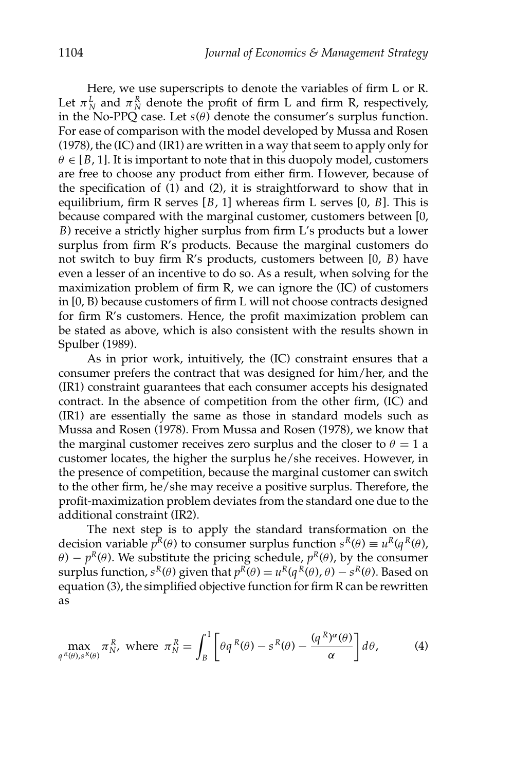Here, we use superscripts to denote the variables of firm L or R. Let $\pi_N^L$ and $\pi_N^R$ denote the profit of firm L and firm R, respectively, in the No-PPQ case. Let $s(\theta)$ denote the consumer's surplus function. For ease of comparison with the model developed by Mussa and Rosen (1978), the (IC) and (IR1) are written in a way that seem to apply only for $\theta \in [B, 1]$. It is important to note that in this duopoly model, customers are free to choose any product from either firm. However, because of the specification of (1) and (2), it is straightforward to show that in equilibrium, firm R serves $[B, 1]$ whereas firm L serves $[0, B]$. This is because compared with the marginal customer, customers between $[0, B)$ receive a strictly higher surplus from firm L's products but a lower surplus from firm R's products. Because the marginal customers do not switch to buy firm R's products, customers between $[0, B)$ have even a lesser of an incentive to do so. As a result, when solving for the maximization problem of firm R, we can ignore the (IC) of customers in $[0, B)$ because customers of firm L will not choose contracts designed for firm R's customers. Hence, the profit maximization problem can be stated as above, which is also consistent with the results shown in Spulber (1989).

As in prior work, intuitively, the (IC) constraint ensures that a consumer prefers the contract that was designed for him/her, and the (IR1) constraint guarantees that each consumer accepts his designated contract. In the absence of competition from the other firm, (IC) and (IR1) are essentially the same as those in standard models such as Mussa and Rosen (1978). From Mussa and Rosen (1978), we know that the marginal customer receives zero surplus and the closer to $\theta = 1$ a customer locates, the higher the surplus he/she receives. However, in the presence of competition, because the marginal customer can switch to the other firm, he/she may receive a positive surplus. Therefore, the profit-maximization problem deviates from the standard one due to the additional constraint (IR2).

The next step is to apply the standard transformation on the decision variable $p^R(\theta)$ to consumer surplus function $s^R(\theta) \equiv u^R(q^R(\theta), \theta) - p^R(\theta)$. We substitute the pricing schedule, $p^R(\theta)$, by the consumer surplus function, $s^R(\theta)$ given that $p^R(\theta) = u^R(q^R(\theta), \theta) - s^R(\theta)$. Based on equation (3), the simplified objective function for firm R can be rewritten as

$$\max_{q^R(\theta), s^R(\theta)} \pi_N^R, \text{ where } \pi_N^R = \int_B^1 \left[ \theta q^R(\theta) - s^R(\theta) - \frac{(q^R)^\alpha(\theta)}{\alpha} \right] d\theta, \tag{4}$$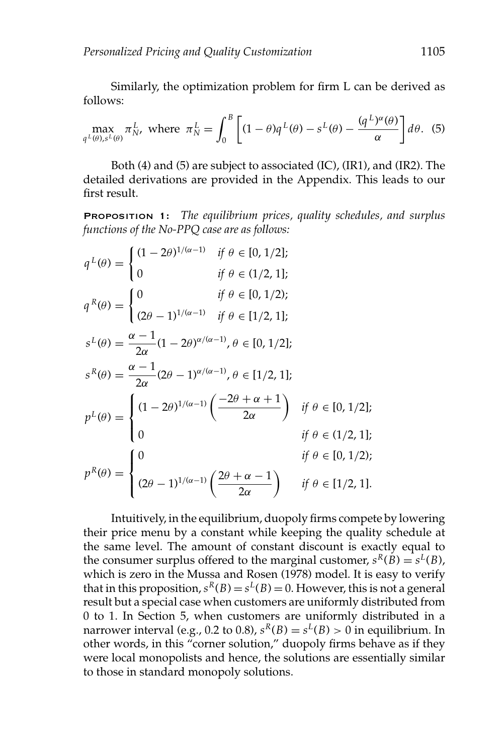Similarly, the optimization problem for firm L can be derived as follows:

$$\max_{q^L(\theta), s^L(\theta)} \pi_N^L, \text{ where } \pi_N^L = \int_0^B \left[ (1-\theta) q^L(\theta) - s^L(\theta) - \frac{(q^L)^\alpha(\theta)}{\alpha} \right] d\theta. \quad (5)$$

Both (4) and (5) are subject to associated (IC), (IR1), and (IR2). The detailed derivations are provided in the Appendix. This leads to our first result.

**Proposition 1:** *The equilibrium prices, quality schedules, and surplus functions of the No-PPQ case are as follows:*

$$q^L(\theta) = \begin{cases} (1-2\theta)^{1/(\alpha-1)} & \text{if } \theta \in [0, 1/2]; \\ 0 & \text{if } \theta \in (1/2, 1]; \end{cases}$$

$$q^R(\theta) = \begin{cases} 0 & \text{if } \theta \in [0, 1/2); \\ (2\theta - 1)^{1/(\alpha-1)} & \text{if } \theta \in [1/2, 1]; \end{cases}$$

$$s^L(\theta) = \frac{\alpha - 1}{2\alpha}(1-2\theta)^{\alpha/(\alpha-1)}, \theta \in [0, 1/2];$$

$$s^R(\theta) = \frac{\alpha - 1}{2\alpha}(2\theta-1)^{\alpha/(\alpha-1)}, \theta \in [1/2, 1];$$

$$p^L(\theta) = \begin{cases} (1-2\theta)^{1/(\alpha-1)} \left( \dfrac{-2\theta + \alpha + 1}{2\alpha} \right) & \text{if } \theta \in [0, 1/2]; \\ 0 & \text{if } \theta \in (1/2, 1]; \end{cases}$$

$$p^R(\theta) = \begin{cases} 0 & \text{if } \theta \in [0, 1/2); \\ (2\theta-1)^{1/(\alpha-1)} \left( \dfrac{2\theta + \alpha - 1}{2\alpha} \right) & \text{if } \theta \in [1/2, 1]. \end{cases}$$

Intuitively, in the equilibrium, duopoly firms compete by lowering their price menu by a constant while keeping the quality schedule at the same level. The amount of constant discount is exactly equal to the consumer surplus offered to the marginal customer, $s^R(B) = s^L(B)$, which is zero in the Mussa and Rosen (1978) model. It is easy to verify that in this proposition, $s^R(B) = s^L(B) = 0$. However, this is not a general result but a special case when customers are uniformly distributed from 0 to 1. In Section 5, when customers are uniformly distributed in a narrower interval (e.g., 0.2 to 0.8), $s^R(B) = s^L(B) > 0$ in equilibrium. In other words, in this "corner solution," duopoly firms behave as if they were local monopolists and hence, the solutions are essentially similar to those in standard monopoly solutions.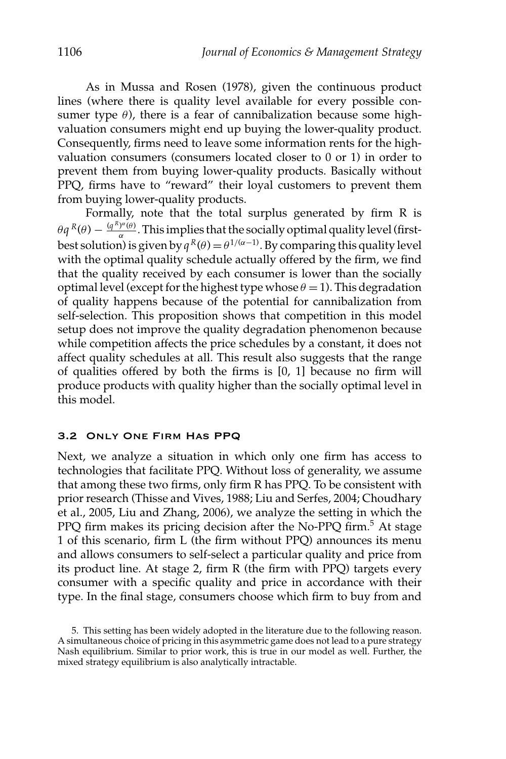As in Mussa and Rosen (1978), given the continuous product lines (where there is quality level available for every possible consumer type $\theta$), there is a fear of cannibalization because some high-valuation consumers might end up buying the lower-quality product. Consequently, firms need to leave some information rents for the high-valuation consumers (consumers located closer to 0 or 1) in order to prevent them from buying lower-quality products. Basically without PPQ, firms have to "reward" their loyal customers to prevent them from buying lower-quality products.

Formally, note that the total surplus generated by firm R is $\theta q^R(\theta) - \frac{(q^R)^\alpha(\theta)}{\alpha}$. This implies that the socially optimal quality level (first-best solution) is given by $q^R(\theta) = \theta^{1/(\alpha-1)}$. By comparing this quality level with the optimal quality schedule actually offered by the firm, we find that the quality received by each consumer is lower than the socially optimal level (except for the highest type whose $\theta = 1$). This degradation of quality happens because of the potential for cannibalization from self-selection. This proposition shows that competition in this model setup does not improve the quality degradation phenomenon because while competition affects the price schedules by a constant, it does not affect quality schedules at all. This result also suggests that the range of qualities offered by both the firms is [0, 1] because no firm will produce products with quality higher than the socially optimal level in this model.

### 3.2 Only One Firm Has PPQ

Next, we analyze a situation in which only one firm has access to technologies that facilitate PPQ. Without loss of generality, we assume that among these two firms, only firm R has PPQ. To be consistent with prior research (Thisse and Vives, 1988; Liu and Serfes, 2004; Choudhary et al., 2005, Liu and Zhang, 2006), we analyze the setting in which the PPQ firm makes its pricing decision after the No-PPQ firm.[5] At stage 1 of this scenario, firm L (the firm without PPQ) announces its menu and allows consumers to self-select a particular quality and price from its product line. At stage 2, firm R (the firm with PPQ) targets every consumer with a specific quality and price in accordance with their type. In the final stage, consumers choose which firm to buy from and

5. This setting has been widely adopted in the literature due to the following reason. A simultaneous choice of pricing in this asymmetric game does not lead to a pure strategy Nash equilibrium. Similar to prior work, this is true in our model as well. Further, the mixed strategy equilibrium is also analytically intractable.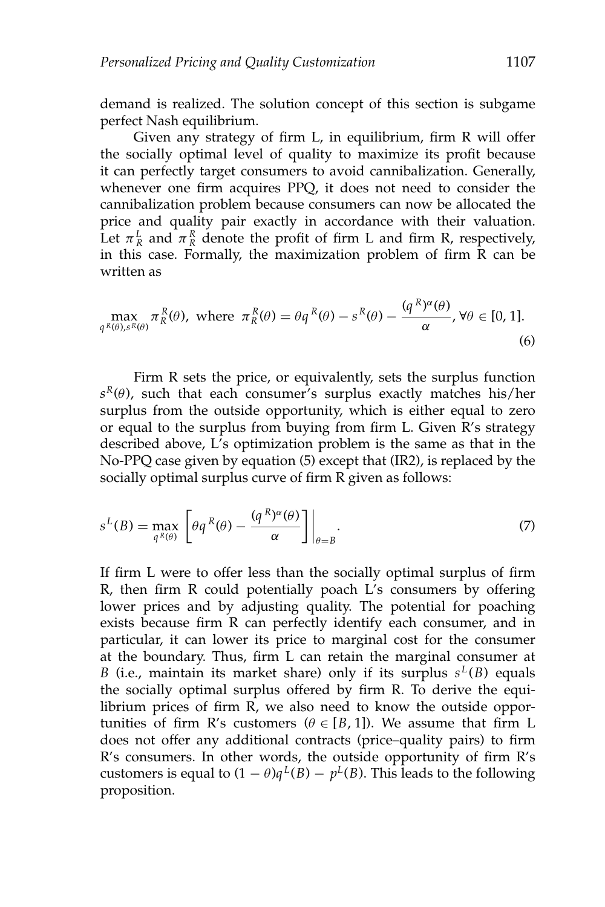demand is realized. The solution concept of this section is subgame perfect Nash equilibrium.

Given any strategy of firm L, in equilibrium, firm R will offer the socially optimal level of quality to maximize its profit because it can perfectly target consumers to avoid cannibalization. Generally, whenever one firm acquires PPQ, it does not need to consider the cannibalization problem because consumers can now be allocated the price and quality pair exactly in accordance with their valuation. Let $\pi_R^L$ and $\pi_R^R$ denote the profit of firm L and firm R, respectively, in this case. Formally, the maximization problem of firm R can be written as

$$\max_{q^R(\theta), s^R(\theta)} \pi_R^R(\theta), \text{ where } \pi_R^R(\theta) = \theta q^R(\theta) - s^R(\theta) - \frac{(q^R)^\alpha(\theta)}{\alpha}, \forall \theta \in [0, 1]. \tag{6}$$

Firm R sets the price, or equivalently, sets the surplus function $s^R(\theta)$, such that each consumer's surplus exactly matches his/her surplus from the outside opportunity, which is either equal to zero or equal to the surplus from buying from firm L. Given R's strategy described above, L's optimization problem is the same as that in the No-PPQ case given by equation (5) except that (IR2), is replaced by the socially optimal surplus curve of firm R given as follows:

$$s^L(B) = \max_{q^R(\theta)} \left[ \theta q^R(\theta) - \frac{(q^R)^\alpha(\theta)}{\alpha} \right] \Bigg|_{\theta = B}. \tag{7}$$

If firm L were to offer less than the socially optimal surplus of firm R, then firm R could potentially poach L's consumers by offering lower prices and by adjusting quality. The potential for poaching exists because firm R can perfectly identify each consumer, and in particular, it can lower its price to marginal cost for the consumer at the boundary. Thus, firm L can retain the marginal consumer at $B$ (i.e., maintain its market share) only if its surplus $s^L(B)$ equals the socially optimal surplus offered by firm R. To derive the equilibrium prices of firm R, we also need to know the outside opportunities of firm R's customers ($\theta \in [B, 1]$). We assume that firm L does not offer any additional contracts (price–quality pairs) to firm R's consumers. In other words, the outside opportunity of firm R's customers is equal to $(1 - \theta)q^L(B) - p^L(B)$. This leads to the following proposition.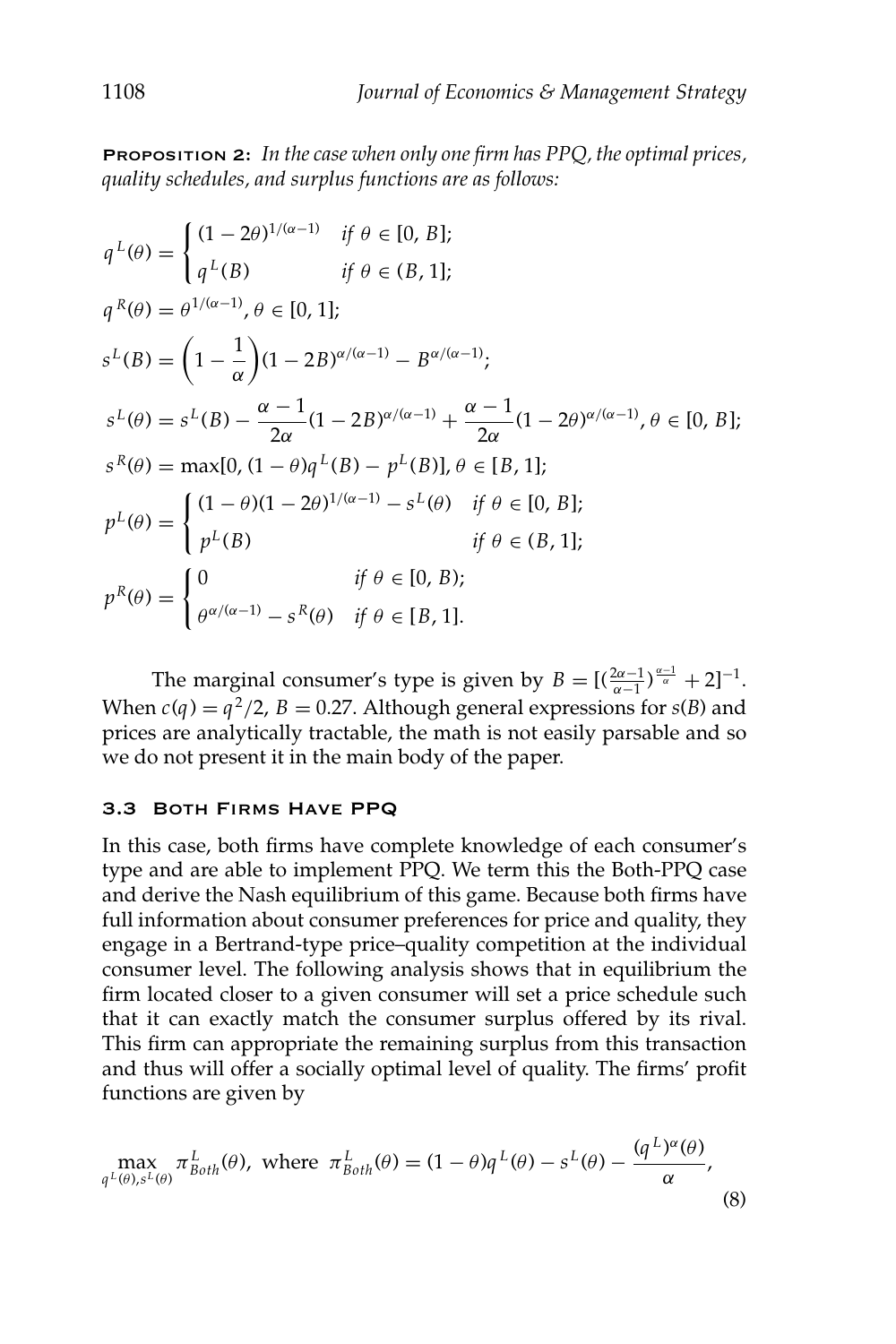**Proposition 2:** *In the case when only one firm has PPQ, the optimal prices, quality schedules, and surplus functions are as follows:*

$$q^L(\theta) = \begin{cases} (1-2\theta)^{1/(\alpha-1)} & \text{if } \theta \in [0, B]; \\ q^L(B) & \text{if } \theta \in (B, 1]; \end{cases}$$

$$q^R(\theta) = \theta^{1/(\alpha-1)}, \theta \in [0, 1];$$

$$s^L(B) = \left(1 - \frac{1}{\alpha}\right)(1-2B)^{\alpha/(\alpha-1)} - B^{\alpha/(\alpha-1)};$$

$$s^L(\theta) = s^L(B) - \frac{\alpha-1}{2\alpha}(1-2B)^{\alpha/(\alpha-1)} + \frac{\alpha-1}{2\alpha}(1-2\theta)^{\alpha/(\alpha-1)}, \theta \in [0, B];$$

$$s^R(\theta) = \max[0, (1-\theta)q^L(B) - p^L(B)], \theta \in [B, 1];$$

$$p^L(\theta) = \begin{cases} (1-\theta)(1-2\theta)^{1/(\alpha-1)} - s^L(\theta) & \text{if } \theta \in [0, B]; \\ p^L(B) & \text{if } \theta \in (B, 1]; \end{cases}$$

$$p^R(\theta) = \begin{cases} 0 & \text{if } \theta \in [0, B); \\ \theta^{\alpha/(\alpha-1)} - s^R(\theta) & \text{if } \theta \in [B, 1]. \end{cases}$$

The marginal consumer's type is given by $B = [(\frac{2\alpha-1}{\alpha-1})^{\frac{\alpha-1}{\alpha}} + 2]^{-1}$. When $c(q) = q^2/2$, $B = 0.27$. Although general expressions for $s(B)$ and prices are analytically tractable, the math is not easily parsable and so we do not present it in the main body of the paper.

### 3.3 Both Firms Have PPQ

In this case, both firms have complete knowledge of each consumer's type and are able to implement PPQ. We term this the Both-PPQ case and derive the Nash equilibrium of this game. Because both firms have full information about consumer preferences for price and quality, they engage in a Bertrand-type price–quality competition at the individual consumer level. The following analysis shows that in equilibrium the firm located closer to a given consumer will set a price schedule such that it can exactly match the consumer surplus offered by its rival. This firm can appropriate the remaining surplus from this transaction and thus will offer a socially optimal level of quality. The firms' profit functions are given by

$$\max_{q^L(\theta), s^L(\theta)} \pi^L_{Both}(\theta), \text{ where } \pi^L_{Both}(\theta) = (1-\theta)q^L(\theta) - s^L(\theta) - \frac{(q^L)^\alpha(\theta)}{\alpha}, \tag{8}$$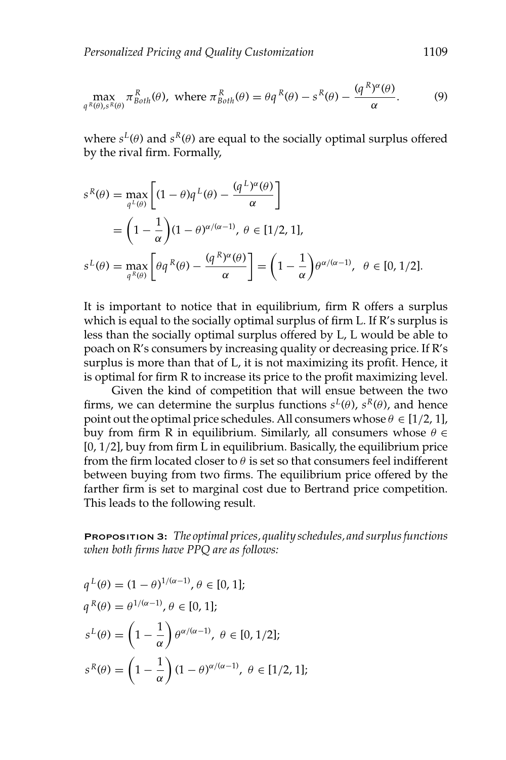$$\max_{q^R(\theta), s^R(\theta)} \pi^R_{Both}(\theta), \text{ where } \pi^R_{Both}(\theta) = \theta q^R(\theta) - s^R(\theta) - \frac{(q^R)^\alpha(\theta)}{\alpha}. \tag{9}$$

where $s^L(\theta)$ and $s^R(\theta)$ are equal to the socially optimal surplus offered by the rival firm. Formally,

$$s^R(\theta) = \max_{q^L(\theta)} \left[ (1-\theta) q^L(\theta) - \frac{(q^L)^\alpha(\theta)}{\alpha} \right]$$

$$= \left(1 - \frac{1}{\alpha}\right)(1-\theta)^{\alpha/(\alpha-1)}, \ \theta \in [1/2, 1],$$

$$s^L(\theta) = \max_{q^R(\theta)} \left[ \theta q^R(\theta) - \frac{(q^R)^\alpha(\theta)}{\alpha} \right] = \left(1 - \frac{1}{\alpha}\right)\theta^{\alpha/(\alpha-1)}, \quad \theta \in [0, 1/2].$$

It is important to notice that in equilibrium, firm R offers a surplus which is equal to the socially optimal surplus of firm L. If R's surplus is less than the socially optimal surplus offered by L, L would be able to poach on R's consumers by increasing quality or decreasing price. If R's surplus is more than that of L, it is not maximizing its profit. Hence, it is optimal for firm R to increase its price to the profit maximizing level.

Given the kind of competition that will ensue between the two firms, we can determine the surplus functions $s^L(\theta)$, $s^R(\theta)$, and hence point out the optimal price schedules. All consumers whose $\theta \in [1/2, 1]$, buy from firm R in equilibrium. Similarly, all consumers whose $\theta \in [0, 1/2]$, buy from firm L in equilibrium. Basically, the equilibrium price from the firm located closer to $\theta$ is set so that consumers feel indifferent between buying from two firms. The equilibrium price offered by the farther firm is set to marginal cost due to Bertrand price competition. This leads to the following result.

**Proposition 3:** *The optimal prices, quality schedules, and surplus functions when both firms have PPQ are as follows:*

$$q^L(\theta) = (1-\theta)^{1/(\alpha-1)}, \theta \in [0, 1];$$

$$q^R(\theta) = \theta^{1/(\alpha-1)}, \theta \in [0, 1];$$

$$s^L(\theta) = \left(1 - \frac{1}{\alpha}\right)\theta^{\alpha/(\alpha-1)}, \ \theta \in [0, 1/2];$$

$$s^R(\theta) = \left(1 - \frac{1}{\alpha}\right)(1-\theta)^{\alpha/(\alpha-1)}, \ \theta \in [1/2, 1];$$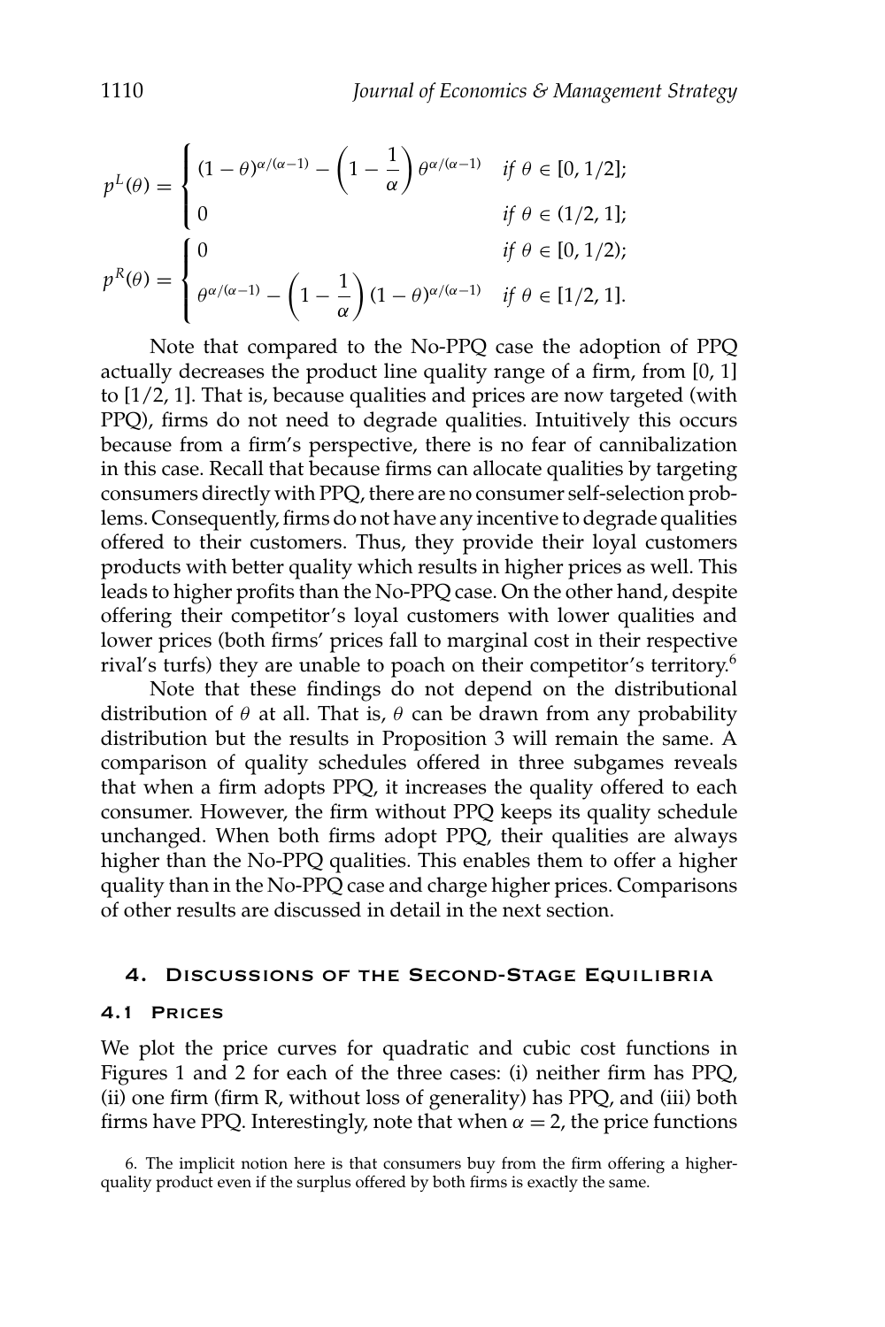$$p^L(\theta) = \begin{cases} (1-\theta)^{\alpha/(\alpha-1)} - \left(1 - \dfrac{1}{\alpha}\right)\theta^{\alpha/(\alpha-1)} & \text{if } \theta \in [0, 1/2]; \\ 0 & \text{if } \theta \in (1/2, 1]; \end{cases}$$

$$p^R(\theta) = \begin{cases} 0 & \text{if } \theta \in [0, 1/2); \\ \theta^{\alpha/(\alpha-1)} - \left(1 - \dfrac{1}{\alpha}\right)(1-\theta)^{\alpha/(\alpha-1)} & \text{if } \theta \in [1/2, 1]. \end{cases}$$

Note that compared to the No-PPQ case the adoption of PPQ actually decreases the product line quality range of a firm, from [0, 1] to [1/2, 1]. That is, because qualities and prices are now targeted (with PPQ), firms do not need to degrade qualities. Intuitively this occurs because from a firm's perspective, there is no fear of cannibalization in this case. Recall that because firms can allocate qualities by targeting consumers directly with PPQ, there are no consumer self-selection problems. Consequently, firms do not have any incentive to degrade qualities offered to their customers. Thus, they provide their loyal customers products with better quality which results in higher prices as well. This leads to higher profits than the No-PPQ case. On the other hand, despite offering their competitor's loyal customers with lower qualities and lower prices (both firms' prices fall to marginal cost in their respective rival's turfs) they are unable to poach on their competitor's territory.[6]

Note that these findings do not depend on the distributional distribution of $\theta$ at all. That is, $\theta$ can be drawn from any probability distribution but the results in Proposition 3 will remain the same. A comparison of quality schedules offered in three subgames reveals that when a firm adopts PPQ, it increases the quality offered to each consumer. However, the firm without PPQ keeps its quality schedule unchanged. When both firms adopt PPQ, their qualities are always higher than the No-PPQ qualities. This enables them to offer a higher quality than in the No-PPQ case and charge higher prices. Comparisons of other results are discussed in detail in the next section.

## 4. Discussions of the Second-Stage Equilibria

### 4.1 Prices

We plot the price curves for quadratic and cubic cost functions in Figures 1 and 2 for each of the three cases: (i) neither firm has PPQ, (ii) one firm (firm R, without loss of generality) has PPQ, and (iii) both firms have PPQ. Interestingly, note that when $\alpha = 2$, the price functions

6. The implicit notion here is that consumers buy from the firm offering a higher-quality product even if the surplus offered by both firms is exactly the same.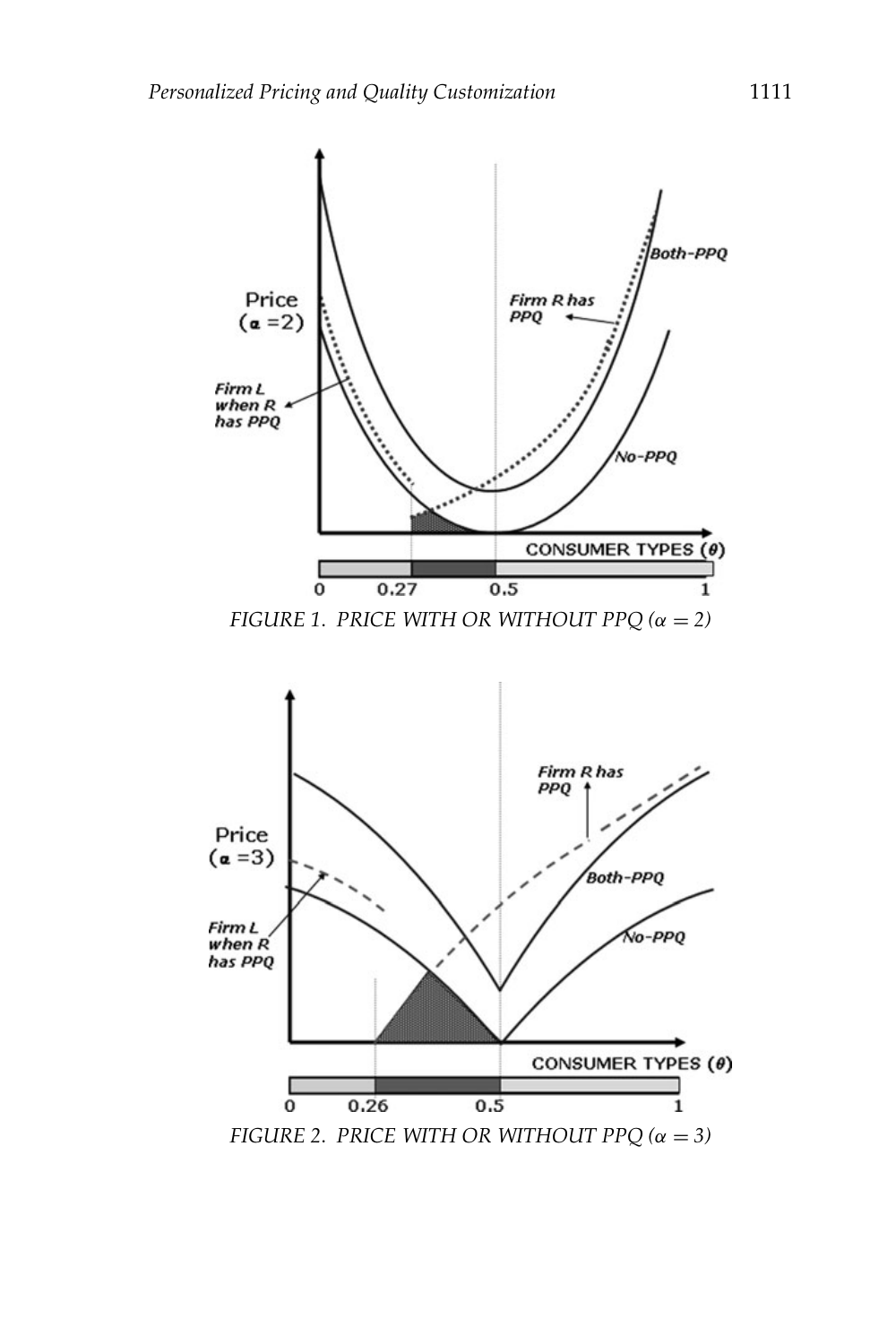FIGURE 1. PRICE WITH OR WITHOUT PPQ ($\alpha = 2$)

FIGURE 2. PRICE WITH OR WITHOUT PPQ ($\alpha = 3$)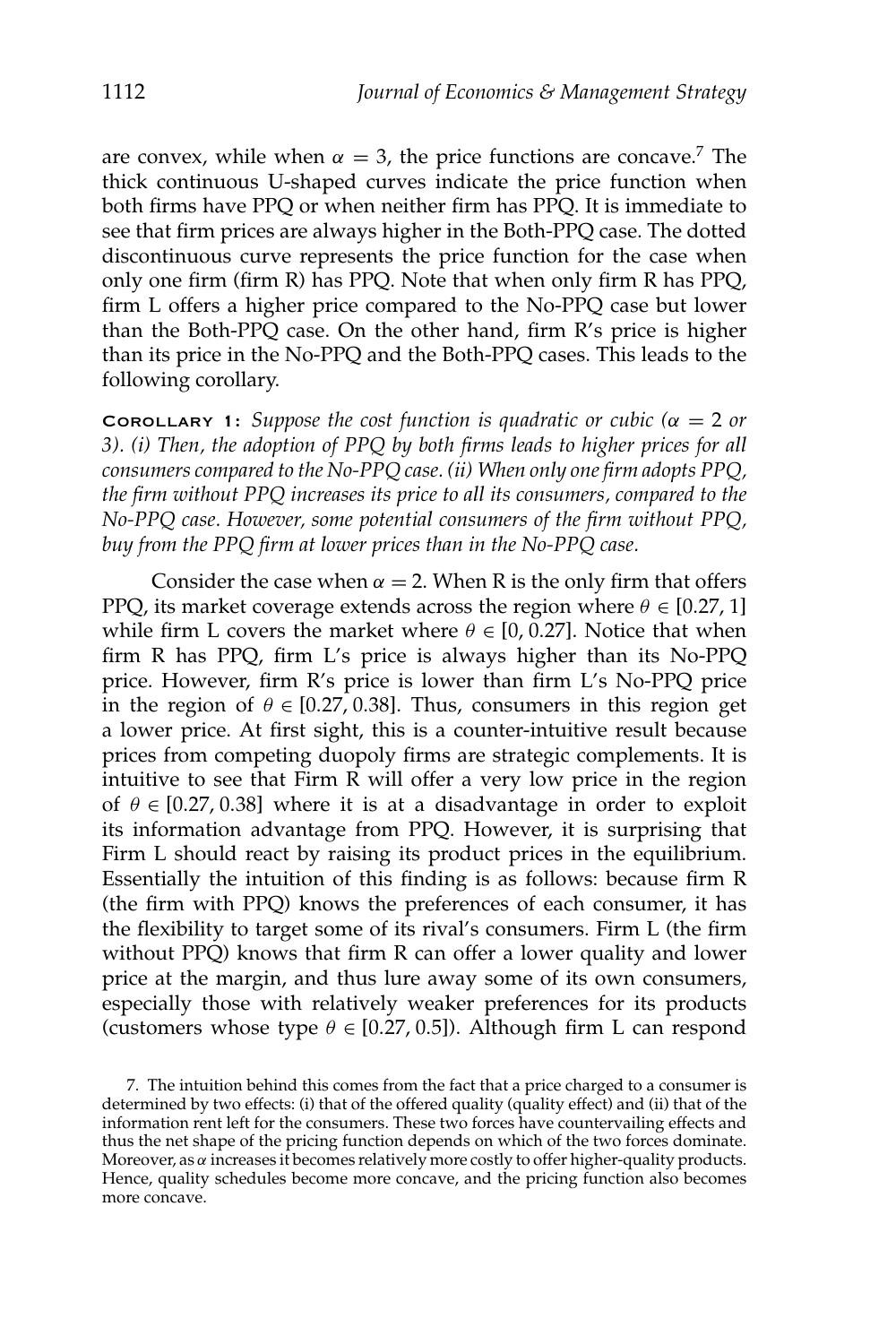are convex, while when $\alpha = 3$, the price functions are concave.[7] The thick continuous U-shaped curves indicate the price function when both firms have PPQ or when neither firm has PPQ. It is immediate to see that firm prices are always higher in the Both-PPQ case. The dotted discontinuous curve represents the price function for the case when only one firm (firm R) has PPQ. Note that when only firm R has PPQ, firm L offers a higher price compared to the No-PPQ case but lower than the Both-PPQ case. On the other hand, firm R's price is higher than its price in the No-PPQ and the Both-PPQ cases. This leads to the following corollary.

**Corollary 1:** *Suppose the cost function is quadratic or cubic ($\alpha = 2$ or 3). (i) Then, the adoption of PPQ by both firms leads to higher prices for all consumers compared to the No-PPQ case. (ii) When only one firm adopts PPQ, the firm without PPQ increases its price to all its consumers, compared to the No-PPQ case. However, some potential consumers of the firm without PPQ, buy from the PPQ firm at lower prices than in the No-PPQ case.*

Consider the case when $\alpha = 2$. When R is the only firm that offers PPQ, its market coverage extends across the region where $\theta \in [0.27, 1]$ while firm L covers the market where $\theta \in [0, 0.27]$. Notice that when firm R has PPQ, firm L's price is always higher than its No-PPQ price. However, firm R's price is lower than firm L's No-PPQ price in the region of $\theta \in [0.27, 0.38]$. Thus, consumers in this region get a lower price. At first sight, this is a counter-intuitive result because prices from competing duopoly firms are strategic complements. It is intuitive to see that Firm R will offer a very low price in the region of $\theta \in [0.27, 0.38]$ where it is at a disadvantage in order to exploit its information advantage from PPQ. However, it is surprising that Firm L should react by raising its product prices in the equilibrium. Essentially the intuition of this finding is as follows: because firm R (the firm with PPQ) knows the preferences of each consumer, it has the flexibility to target some of its rival's consumers. Firm L (the firm without PPQ) knows that firm R can offer a lower quality and lower price at the margin, and thus lure away some of its own consumers, especially those with relatively weaker preferences for its products (customers whose type $\theta \in [0.27, 0.5]$). Although firm L can respond

7. The intuition behind this comes from the fact that a price charged to a consumer is determined by two effects: (i) that of the offered quality (quality effect) and (ii) that of the information rent left for the consumers. These two forces have countervailing effects and thus the net shape of the pricing function depends on which of the two forces dominate. Moreover, as $\alpha$ increases it becomes relatively more costly to offer higher-quality products. Hence, quality schedules become more concave, and the pricing function also becomes more concave.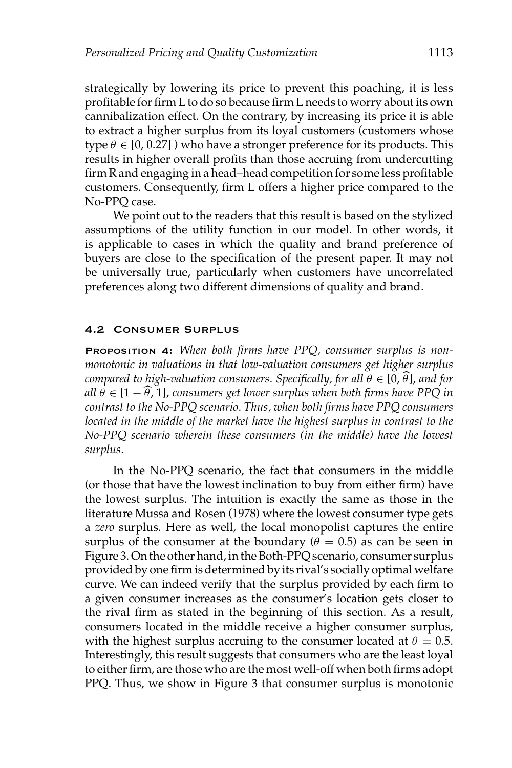strategically by lowering its price to prevent this poaching, it is less profitable for firm L to do so because firm L needs to worry about its own cannibalization effect. On the contrary, by increasing its price it is able to extract a higher surplus from its loyal customers (customers whose type $\theta \in [0, 0.27]$ ) who have a stronger preference for its products. This results in higher overall profits than those accruing from undercutting firm R and engaging in a head–head competition for some less profitable customers. Consequently, firm L offers a higher price compared to the No-PPQ case.

We point out to the readers that this result is based on the stylized assumptions of the utility function in our model. In other words, it is applicable to cases in which the quality and brand preference of buyers are close to the specification of the present paper. It may not be universally true, particularly when customers have uncorrelated preferences along two different dimensions of quality and brand.

### 4.2 Consumer Surplus

**Proposition 4:** *When both firms have PPQ, consumer surplus is non-monotonic in valuations in that low-valuation consumers get higher surplus compared to high-valuation consumers. Specifically, for all $\theta \in [0, \widehat{\theta}]$, and for all $\theta \in [1 - \widehat{\theta}, 1]$, consumers get lower surplus when both firms have PPQ in contrast to the No-PPQ scenario. Thus, when both firms have PPQ consumers located in the middle of the market have the highest surplus in contrast to the No-PPQ scenario wherein these consumers (in the middle) have the lowest surplus.*

In the No-PPQ scenario, the fact that consumers in the middle (or those that have the lowest inclination to buy from either firm) have the lowest surplus. The intuition is exactly the same as those in the literature Mussa and Rosen (1978) where the lowest consumer type gets a *zero* surplus. Here as well, the local monopolist captures the entire surplus of the consumer at the boundary ($\theta = 0.5$) as can be seen in Figure 3. On the other hand, in the Both-PPQ scenario, consumer surplus provided by one firm is determined by its rival's socially optimal welfare curve. We can indeed verify that the surplus provided by each firm to a given consumer increases as the consumer's location gets closer to the rival firm as stated in the beginning of this section. As a result, consumers located in the middle receive a higher consumer surplus, with the highest surplus accruing to the consumer located at $\theta = 0.5$. Interestingly, this result suggests that consumers who are the least loyal to either firm, are those who are the most well-off when both firms adopt PPQ. Thus, we show in Figure 3 that consumer surplus is monotonic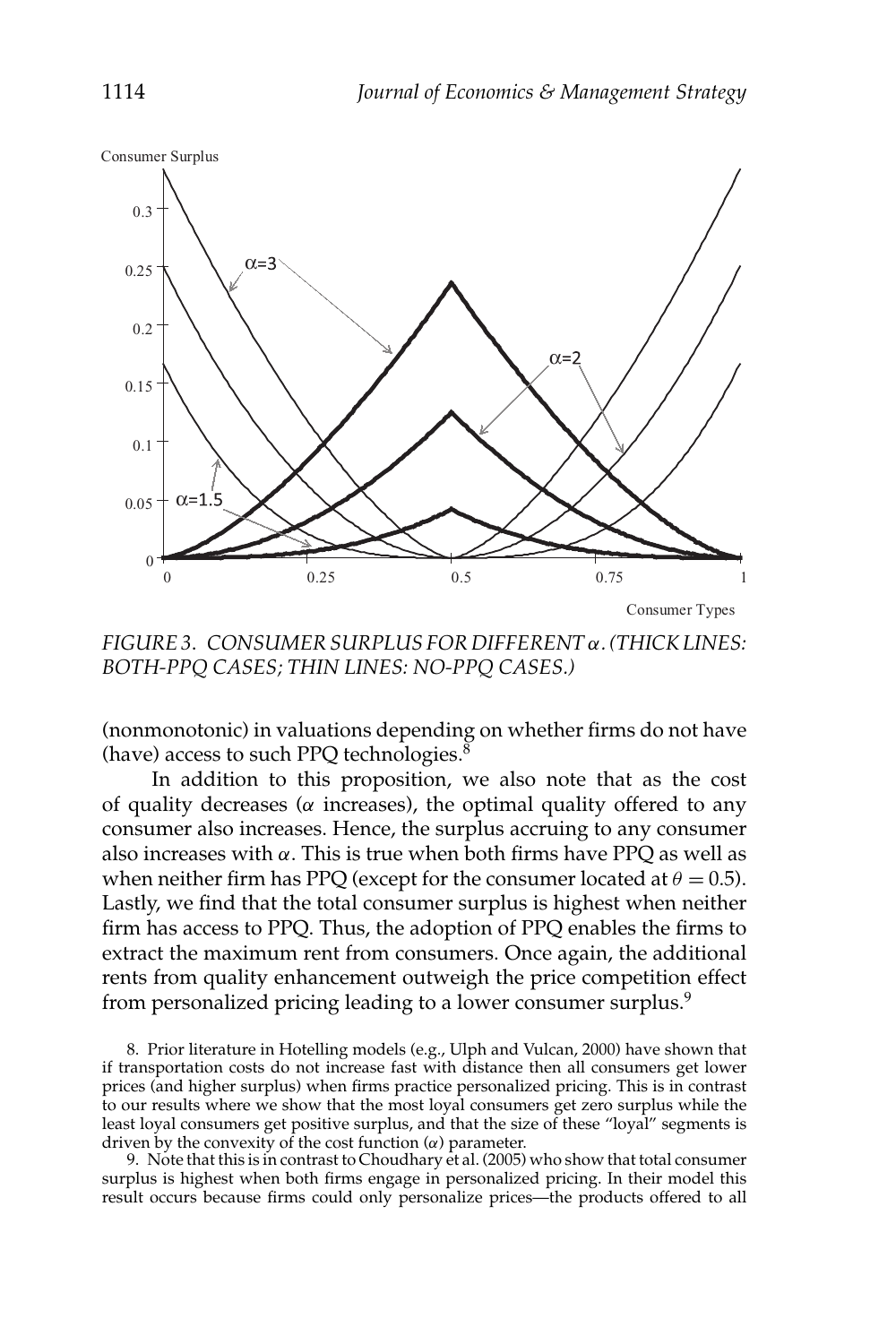FIGURE 3. CONSUMER SURPLUS FOR DIFFERENT $\alpha$. (THICK LINES: BOTH-PPQ CASES; THIN LINES: NO-PPQ CASES.)

(nonmonotonic) in valuations depending on whether firms do not have (have) access to such PPQ technologies.[8]

In addition to this proposition, we also note that as the cost of quality decreases ($\alpha$ increases), the optimal quality offered to any consumer also increases. Hence, the surplus accruing to any consumer also increases with $\alpha$. This is true when both firms have PPQ as well as when neither firm has PPQ (except for the consumer located at $\theta = 0.5$). Lastly, we find that the total consumer surplus is highest when neither firm has access to PPQ. Thus, the adoption of PPQ enables the firms to extract the maximum rent from consumers. Once again, the additional rents from quality enhancement outweigh the price competition effect from personalized pricing leading to a lower consumer surplus.[9]

8. Prior literature in Hotelling models (e.g., Ulph and Vulcan, 2000) have shown that if transportation costs do not increase fast with distance then all consumers get lower prices (and higher surplus) when firms practice personalized pricing. This is in contrast to our results where we show that the most loyal consumers get zero surplus while the least loyal consumers get positive surplus, and that the size of these "loyal" segments is driven by the convexity of the cost function ($\alpha$) parameter.

9. Note that this is in contrast to Choudhary et al. (2005) who show that total consumer surplus is highest when both firms engage in personalized pricing. In their model this result occurs because firms could only personalize prices—the products offered to all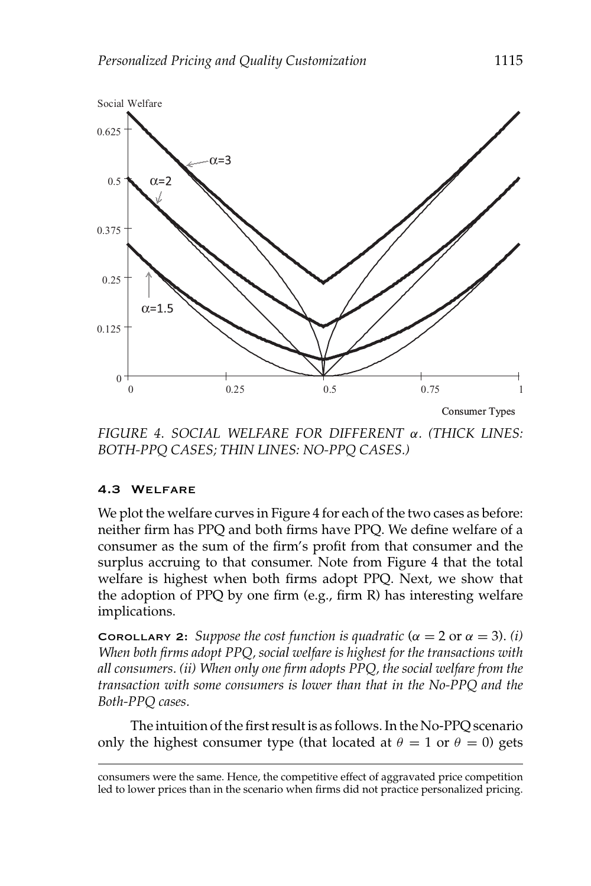FIGURE 4. SOCIAL WELFARE FOR DIFFERENT $\alpha$. (THICK LINES: BOTH-PPQ CASES; THIN LINES: NO-PPQ CASES.)

### 4.3 Welfare

We plot the welfare curves in Figure 4 for each of the two cases as before: neither firm has PPQ and both firms have PPQ. We define welfare of a consumer as the sum of the firm's profit from that consumer and the surplus accruing to that consumer. Note from Figure 4 that the total welfare is highest when both firms adopt PPQ. Next, we show that the adoption of PPQ by one firm (e.g., firm R) has interesting welfare implications.

**Corollary 2:** *Suppose the cost function is quadratic* ($\alpha = 2$ or $\alpha = 3$). *(i) When both firms adopt PPQ, social welfare is highest for the transactions with all consumers. (ii) When only one firm adopts PPQ, the social welfare from the transaction with some consumers is lower than that in the No-PPQ and the Both-PPQ cases.*

The intuition of the first result is as follows. In the No-PPQ scenario only the highest consumer type (that located at $\theta = 1$ or $\theta = 0$) gets

consumers were the same. Hence, the competitive effect of aggravated price competition led to lower prices than in the scenario when firms did not practice personalized pricing.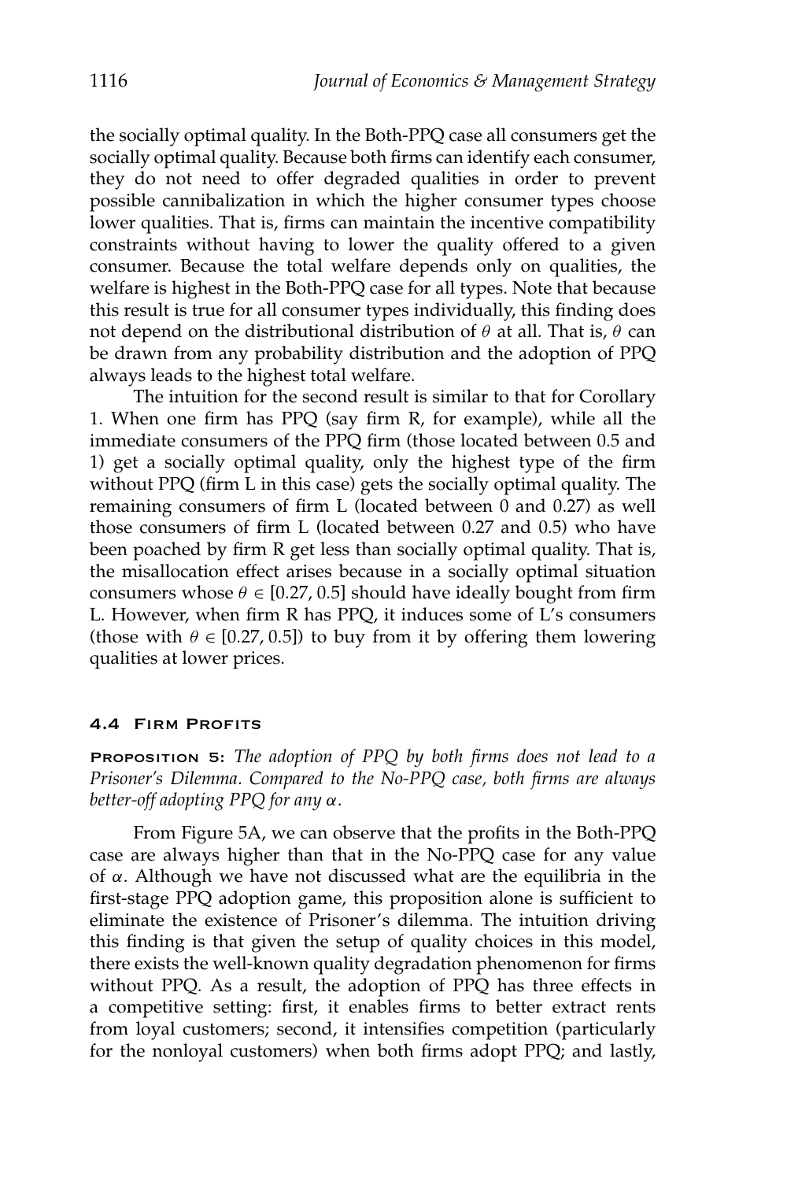the socially optimal quality. In the Both-PPQ case all consumers get the socially optimal quality. Because both firms can identify each consumer, they do not need to offer degraded qualities in order to prevent possible cannibalization in which the higher consumer types choose lower qualities. That is, firms can maintain the incentive compatibility constraints without having to lower the quality offered to a given consumer. Because the total welfare depends only on qualities, the welfare is highest in the Both-PPQ case for all types. Note that because this result is true for all consumer types individually, this finding does not depend on the distributional distribution of $\theta$ at all. That is, $\theta$ can be drawn from any probability distribution and the adoption of PPQ always leads to the highest total welfare.

The intuition for the second result is similar to that for Corollary 1. When one firm has PPQ (say firm R, for example), while all the immediate consumers of the PPQ firm (those located between 0.5 and 1) get a socially optimal quality, only the highest type of the firm without PPQ (firm L in this case) gets the socially optimal quality. The remaining consumers of firm L (located between 0 and 0.27) as well those consumers of firm L (located between 0.27 and 0.5) who have been poached by firm R get less than socially optimal quality. That is, the misallocation effect arises because in a socially optimal situation consumers whose $\theta \in [0.27, 0.5]$ should have ideally bought from firm L. However, when firm R has PPQ, it induces some of L's consumers (those with $\theta \in [0.27, 0.5]$) to buy from it by offering them lowering qualities at lower prices.

### 4.4 Firm Profits

**Proposition 5:** *The adoption of PPQ by both firms does not lead to a Prisoner's Dilemma. Compared to the No-PPQ case, both firms are always better-off adopting PPQ for any $\alpha$.*

From Figure 5A, we can observe that the profits in the Both-PPQ case are always higher than that in the No-PPQ case for any value of $\alpha$. Although we have not discussed what are the equilibria in the first-stage PPQ adoption game, this proposition alone is sufficient to eliminate the existence of Prisoner's dilemma. The intuition driving this finding is that given the setup of quality choices in this model, there exists the well-known quality degradation phenomenon for firms without PPQ. As a result, the adoption of PPQ has three effects in a competitive setting: first, it enables firms to better extract rents from loyal customers; second, it intensifies competition (particularly for the nonloyal customers) when both firms adopt PPQ; and lastly,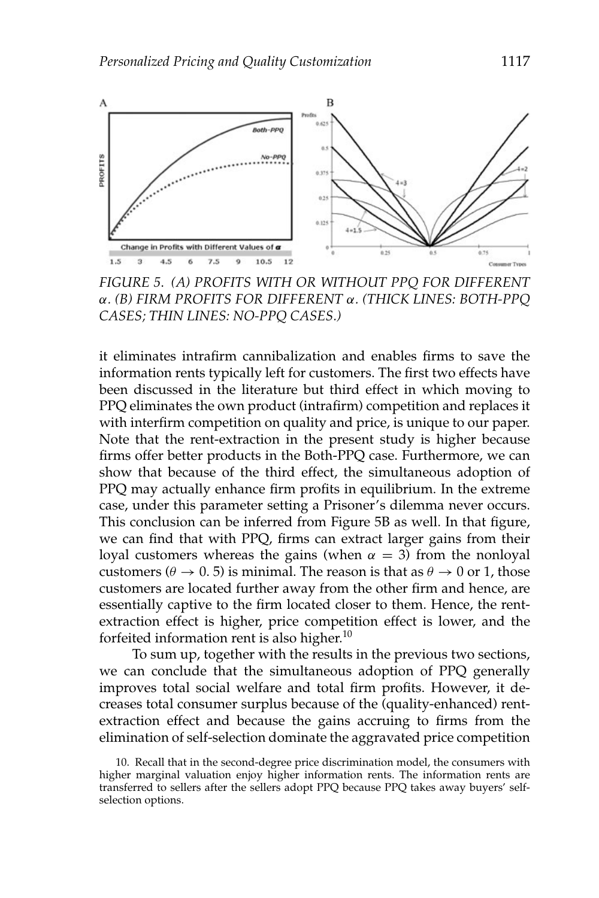FIGURE 5. (A) PROFITS WITH OR WITHOUT PPQ FOR DIFFERENT $\alpha$. (B) FIRM PROFITS FOR DIFFERENT $\alpha$. (THICK LINES: BOTH-PPQ CASES; THIN LINES: NO-PPQ CASES.)

it eliminates intrafirm cannibalization and enables firms to save the information rents typically left for customers. The first two effects have been discussed in the literature but third effect in which moving to PPQ eliminates the own product (intrafirm) competition and replaces it with interfirm competition on quality and price, is unique to our paper. Note that the rent-extraction in the present study is higher because firms offer better products in the Both-PPQ case. Furthermore, we can show that because of the third effect, the simultaneous adoption of PPQ may actually enhance firm profits in equilibrium. In the extreme case, under this parameter setting a Prisoner's dilemma never occurs. This conclusion can be inferred from Figure 5B as well. In that figure, we can find that with PPQ, firms can extract larger gains from their loyal customers whereas the gains (when $\alpha = 3$) from the nonloyal customers ($\theta \to 0.5$) is minimal. The reason is that as $\theta \to 0$ or 1, those customers are located further away from the other firm and hence, are essentially captive to the firm located closer to them. Hence, the rent-extraction effect is higher, price competition effect is lower, and the forfeited information rent is also higher.[10]

To sum up, together with the results in the previous two sections, we can conclude that the simultaneous adoption of PPQ generally improves total social welfare and total firm profits. However, it decreases total consumer surplus because of the (quality-enhanced) rent-extraction effect and because the gains accruing to firms from the elimination of self-selection dominate the aggravated price competition

10. Recall that in the second-degree price discrimination model, the consumers with higher marginal valuation enjoy higher information rents. The information rents are transferred to sellers after the sellers adopt PPQ because PPQ takes away buyers' self-selection options.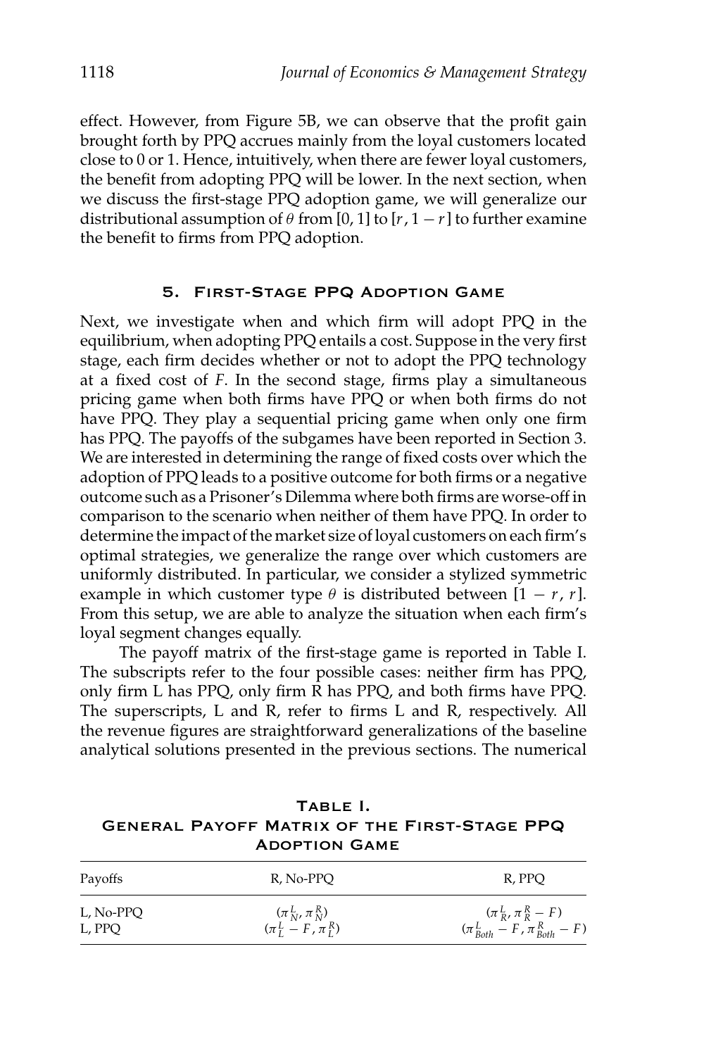effect. However, from Figure 5B, we can observe that the profit gain brought forth by PPQ accrues mainly from the loyal customers located close to 0 or 1. Hence, intuitively, when there are fewer loyal customers, the benefit from adopting PPQ will be lower. In the next section, when we discuss the first-stage PPQ adoption game, we will generalize our distributional assumption of $\theta$ from [0, 1] to $[r, 1-r]$ to further examine the benefit to firms from PPQ adoption.

## 5. First-Stage PPQ Adoption Game

Next, we investigate when and which firm will adopt PPQ in the equilibrium, when adopting PPQ entails a cost. Suppose in the very first stage, each firm decides whether or not to adopt the PPQ technology at a fixed cost of $F$. In the second stage, firms play a simultaneous pricing game when both firms have PPQ or when both firms do not have PPQ. They play a sequential pricing game when only one firm has PPQ. The payoffs of the subgames have been reported in Section 3. We are interested in determining the range of fixed costs over which the adoption of PPQ leads to a positive outcome for both firms or a negative outcome such as a Prisoner's Dilemma where both firms are worse-off in comparison to the scenario when neither of them have PPQ. In order to determine the impact of the market size of loyal customers on each firm's optimal strategies, we generalize the range over which customers are uniformly distributed. In particular, we consider a stylized symmetric example in which customer type $\theta$ is distributed between $[1-r, r]$. From this setup, we are able to analyze the situation when each firm's loyal segment changes equally.

The payoff matrix of the first-stage game is reported in Table I. The subscripts refer to the four possible cases: neither firm has PPQ, only firm L has PPQ, only firm R has PPQ, and both firms have PPQ. The superscripts, L and R, refer to firms L and R, respectively. All the revenue figures are straightforward generalizations of the baseline analytical solutions presented in the previous sections. The numerical

**Table I.**
**General Payoff Matrix of the First-Stage PPQ Adoption Game**

| Payoffs | R, No-PPQ | R, PPQ |
|---|---|---|
| L, No-PPQ | $(\pi_N^L, \pi_N^R)$ | $(\pi_R^L, \pi_R^R - F)$ |
| L, PPQ | $(\pi_L^L - F, \pi_L^R)$ | $(\pi_{Both}^L - F, \pi_{Both}^R - F)$ |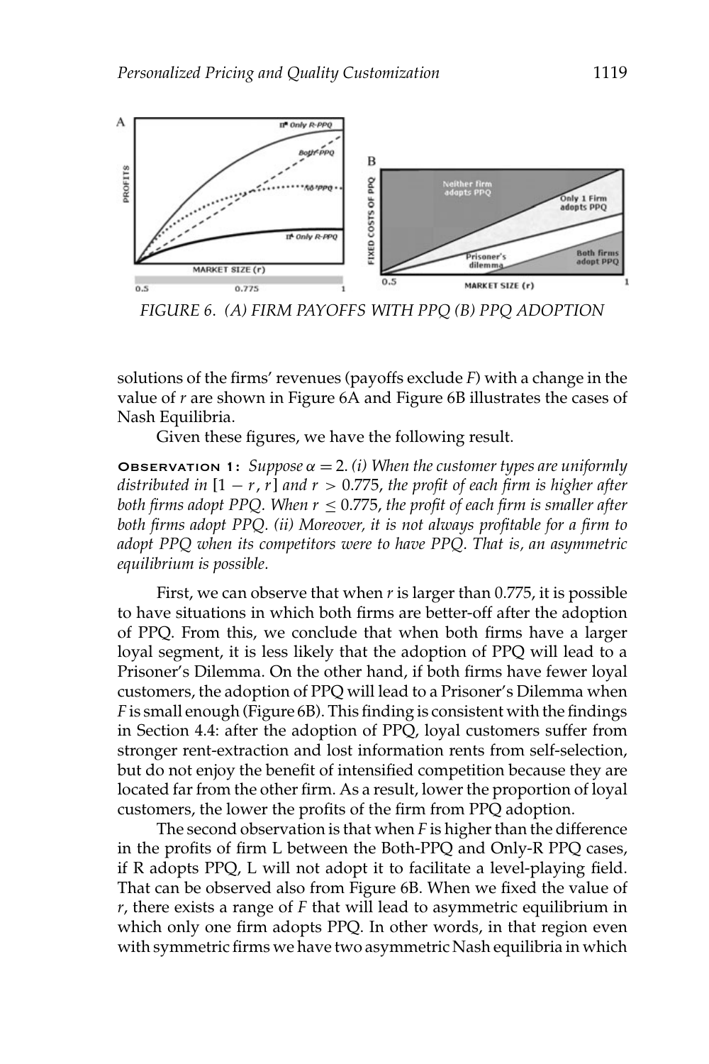FIGURE 6. (A) FIRM PAYOFFS WITH PPQ (B) PPQ ADOPTION

solutions of the firms' revenues (payoffs exclude $F$) with a change in the value of $r$ are shown in Figure 6A and Figure 6B illustrates the cases of Nash Equilibria.

Given these figures, we have the following result.

**Observation 1:** *Suppose $\alpha = 2$. (i) When the customer types are uniformly distributed in $[1 - r, r]$ and $r > 0.775$, the profit of each firm is higher after both firms adopt PPQ. When $r \leq 0.775$, the profit of each firm is smaller after both firms adopt PPQ. (ii) Moreover, it is not always profitable for a firm to adopt PPQ when its competitors were to have PPQ. That is, an asymmetric equilibrium is possible.*

First, we can observe that when $r$ is larger than 0.775, it is possible to have situations in which both firms are better-off after the adoption of PPQ. From this, we conclude that when both firms have a larger loyal segment, it is less likely that the adoption of PPQ will lead to a Prisoner's Dilemma. On the other hand, if both firms have fewer loyal customers, the adoption of PPQ will lead to a Prisoner's Dilemma when $F$ is small enough (Figure 6B). This finding is consistent with the findings in Section 4.4: after the adoption of PPQ, loyal customers suffer from stronger rent-extraction and lost information rents from self-selection, but do not enjoy the benefit of intensified competition because they are located far from the other firm. As a result, lower the proportion of loyal customers, the lower the profits of the firm from PPQ adoption.

The second observation is that when $F$ is higher than the difference in the profits of firm L between the Both-PPQ and Only-R PPQ cases, if R adopts PPQ, L will not adopt it to facilitate a level-playing field. That can be observed also from Figure 6B. When we fixed the value of $r$, there exists a range of $F$ that will lead to asymmetric equilibrium in which only one firm adopts PPQ. In other words, in that region even with symmetric firms we have two asymmetric Nash equilibria in which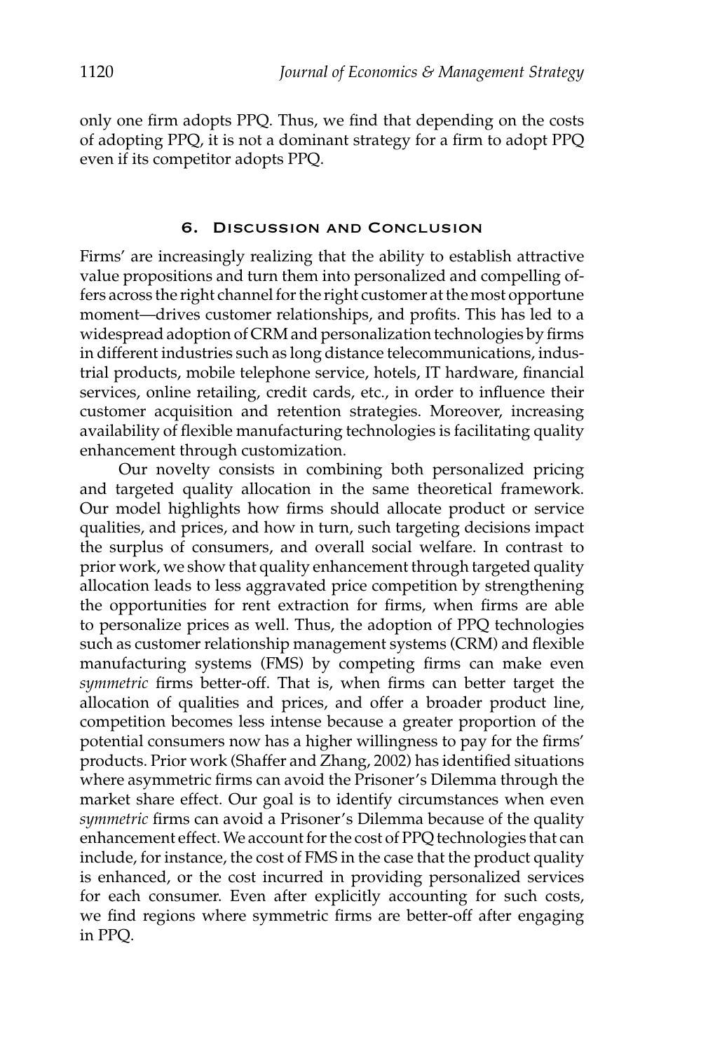only one firm adopts PPQ. Thus, we find that depending on the costs of adopting PPQ, it is not a dominant strategy for a firm to adopt PPQ even if its competitor adopts PPQ.

## 6. Discussion and Conclusion

Firms' are increasingly realizing that the ability to establish attractive value propositions and turn them into personalized and compelling offers across the right channel for the right customer at the most opportune moment—drives customer relationships, and profits. This has led to a widespread adoption of CRM and personalization technologies by firms in different industries such as long distance telecommunications, industrial products, mobile telephone service, hotels, IT hardware, financial services, online retailing, credit cards, etc., in order to influence their customer acquisition and retention strategies. Moreover, increasing availability of flexible manufacturing technologies is facilitating quality enhancement through customization.

Our novelty consists in combining both personalized pricing and targeted quality allocation in the same theoretical framework. Our model highlights how firms should allocate product or service qualities, and prices, and how in turn, such targeting decisions impact the surplus of consumers, and overall social welfare. In contrast to prior work, we show that quality enhancement through targeted quality allocation leads to less aggravated price competition by strengthening the opportunities for rent extraction for firms, when firms are able to personalize prices as well. Thus, the adoption of PPQ technologies such as customer relationship management systems (CRM) and flexible manufacturing systems (FMS) by competing firms can make even *symmetric* firms better-off. That is, when firms can better target the allocation of qualities and prices, and offer a broader product line, competition becomes less intense because a greater proportion of the potential consumers now has a higher willingness to pay for the firms' products. Prior work (Shaffer and Zhang, 2002) has identified situations where asymmetric firms can avoid the Prisoner's Dilemma through the market share effect. Our goal is to identify circumstances when even *symmetric* firms can avoid a Prisoner's Dilemma because of the quality enhancement effect. We account for the cost of PPQ technologies that can include, for instance, the cost of FMS in the case that the product quality is enhanced, or the cost incurred in providing personalized services for each consumer. Even after explicitly accounting for such costs, we find regions where symmetric firms are better-off after engaging in PPQ.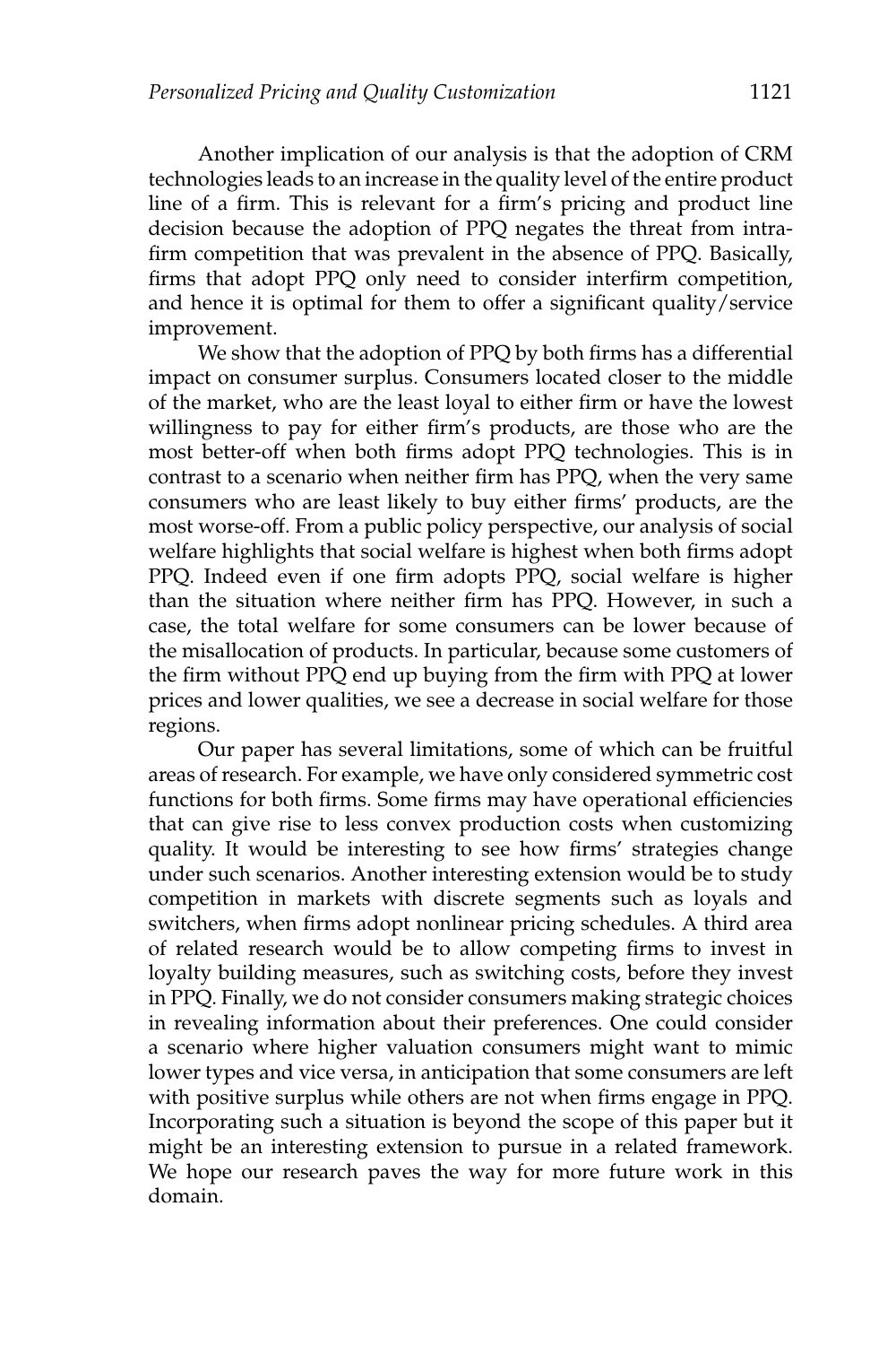Another implication of our analysis is that the adoption of CRM technologies leads to an increase in the quality level of the entire product line of a firm. This is relevant for a firm's pricing and product line decision because the adoption of PPQ negates the threat from intra-firm competition that was prevalent in the absence of PPQ. Basically, firms that adopt PPQ only need to consider interfirm competition, and hence it is optimal for them to offer a significant quality/service improvement.

We show that the adoption of PPQ by both firms has a differential impact on consumer surplus. Consumers located closer to the middle of the market, who are the least loyal to either firm or have the lowest willingness to pay for either firm's products, are those who are the most better-off when both firms adopt PPQ technologies. This is in contrast to a scenario when neither firm has PPQ, when the very same consumers who are least likely to buy either firms' products, are the most worse-off. From a public policy perspective, our analysis of social welfare highlights that social welfare is highest when both firms adopt PPQ. Indeed even if one firm adopts PPQ, social welfare is higher than the situation where neither firm has PPQ. However, in such a case, the total welfare for some consumers can be lower because of the misallocation of products. In particular, because some customers of the firm without PPQ end up buying from the firm with PPQ at lower prices and lower qualities, we see a decrease in social welfare for those regions.

Our paper has several limitations, some of which can be fruitful areas of research. For example, we have only considered symmetric cost functions for both firms. Some firms may have operational efficiencies that can give rise to less convex production costs when customizing quality. It would be interesting to see how firms' strategies change under such scenarios. Another interesting extension would be to study competition in markets with discrete segments such as loyals and switchers, when firms adopt nonlinear pricing schedules. A third area of related research would be to allow competing firms to invest in loyalty building measures, such as switching costs, before they invest in PPQ. Finally, we do not consider consumers making strategic choices in revealing information about their preferences. One could consider a scenario where higher valuation consumers might want to mimic lower types and vice versa, in anticipation that some consumers are left with positive surplus while others are not when firms engage in PPQ. Incorporating such a situation is beyond the scope of this paper but it might be an interesting extension to pursue in a related framework. We hope our research paves the way for more future work in this domain.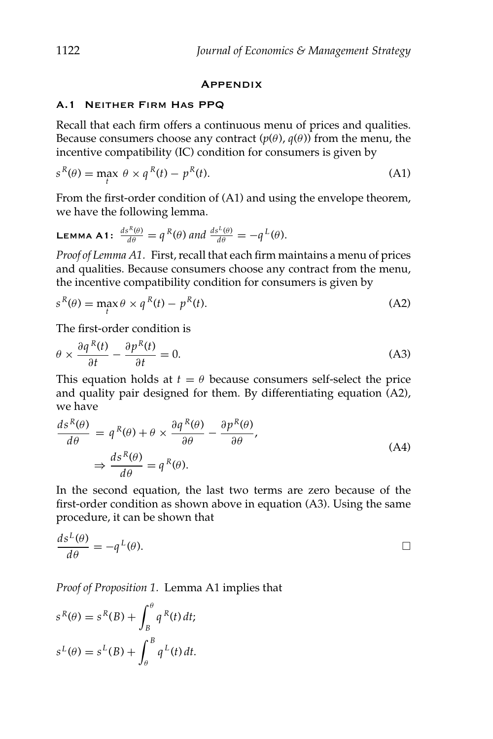# Appendix

## A.1 Neither Firm Has PPQ

Recall that each firm offers a continuous menu of prices and qualities. Because consumers choose any contract $(p(\theta), q(\theta))$ from the menu, the incentive compatibility (IC) condition for consumers is given by

$$s^R(\theta) = \max_t \ \theta \times q^R(t) - p^R(t). \tag{A1}$$

From the first-order condition of (A1) and using the envelope theorem, we have the following lemma.

**Lemma A1:** $\frac{ds^R(\theta)}{d\theta} = q^R(\theta)$ *and* $\frac{ds^L(\theta)}{d\theta} = -q^L(\theta)$.

*Proof of Lemma A1.* First, recall that each firm maintains a menu of prices and qualities. Because consumers choose any contract from the menu, the incentive compatibility condition for consumers is given by

$$s^R(\theta) = \max_t \theta \times q^R(t) - p^R(t). \tag{A2}$$

The first-order condition is

$$\theta \times \frac{\partial q^R(t)}{\partial t} - \frac{\partial p^R(t)}{\partial t} = 0. \tag{A3}$$

This equation holds at $t = \theta$ because consumers self-select the price and quality pair designed for them. By differentiating equation (A2), we have

$$\begin{aligned} \frac{ds^R(\theta)}{d\theta} &= q^R(\theta) + \theta \times \frac{\partial q^R(\theta)}{\partial \theta} - \frac{\partial p^R(\theta)}{\partial \theta}, \\ &\Rightarrow \frac{ds^R(\theta)}{d\theta} = q^R(\theta). \end{aligned} \tag{A4}$$

In the second equation, the last two terms are zero because of the first-order condition as shown above in equation (A3). Using the same procedure, it can be shown that

$$\frac{ds^L(\theta)}{d\theta} = -q^L(\theta). \qquad \square$$

*Proof of Proposition 1.* Lemma A1 implies that

$$s^R(\theta) = s^R(B) + \int_B^\theta q^R(t)\,dt;$$

$$s^L(\theta) = s^L(B) + \int_\theta^B q^L(t)\,dt.$$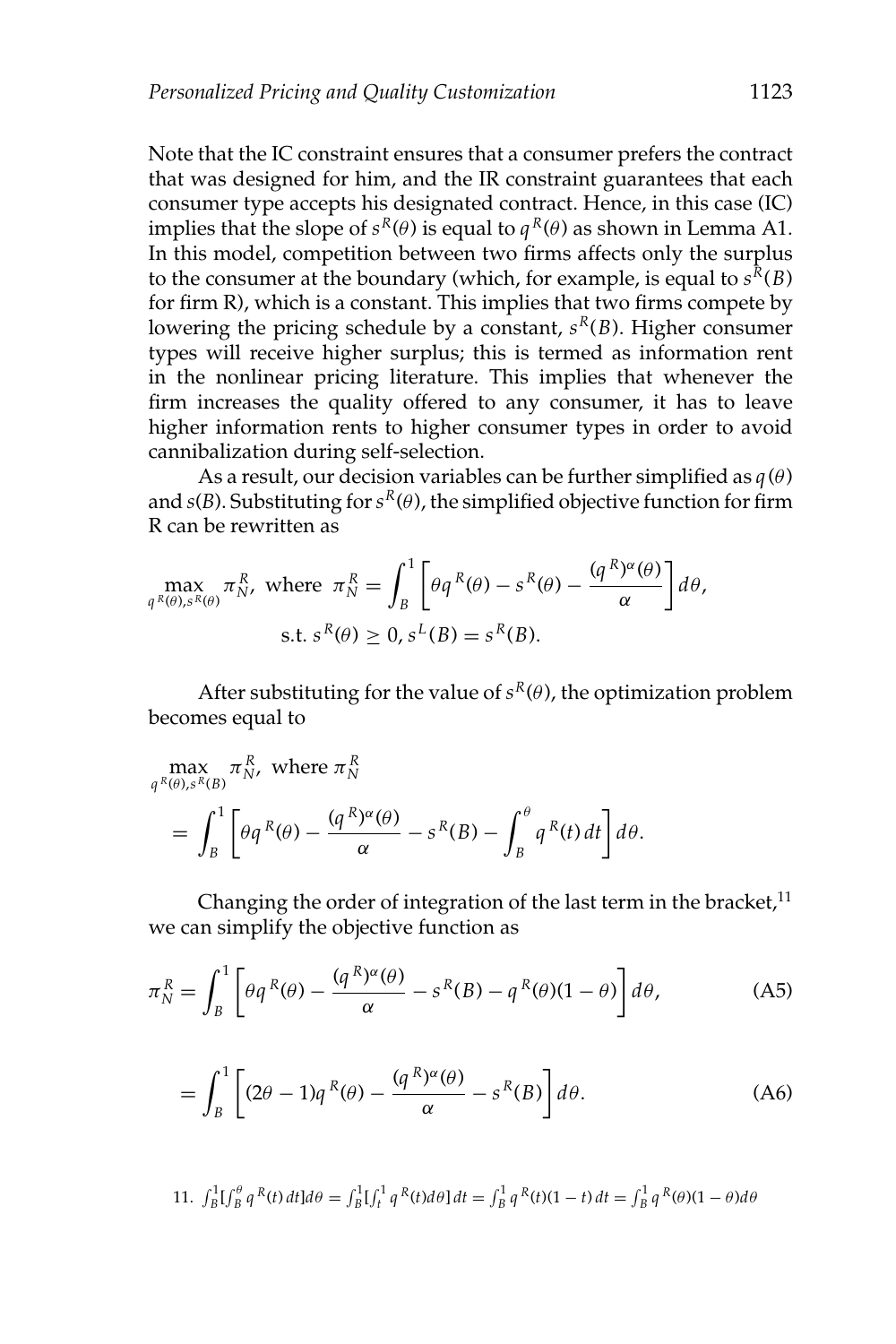Note that the IC constraint ensures that a consumer prefers the contract that was designed for him, and the IR constraint guarantees that each consumer type accepts his designated contract. Hence, in this case (IC) implies that the slope of $s^R(\theta)$ is equal to $q^R(\theta)$ as shown in Lemma A1. In this model, competition between two firms affects only the surplus to the consumer at the boundary (which, for example, is equal to $s^R(B)$ for firm R), which is a constant. This implies that two firms compete by lowering the pricing schedule by a constant, $s^R(B)$. Higher consumer types will receive higher surplus; this is termed as information rent in the nonlinear pricing literature. This implies that whenever the firm increases the quality offered to any consumer, it has to leave higher information rents to higher consumer types in order to avoid cannibalization during self-selection.

As a result, our decision variables can be further simplified as $q(\theta)$ and $s(B)$. Substituting for $s^R(\theta)$, the simplified objective function for firm R can be rewritten as

$$\max_{q^R(\theta), s^R(\theta)} \pi_N^R, \text{ where } \pi_N^R = \int_B^1 \left[ \theta q^R(\theta) - s^R(\theta) - \frac{(q^R)^\alpha(\theta)}{\alpha} \right] d\theta,$$
$$\text{s.t. } s^R(\theta) \geq 0, s^L(B) = s^R(B).$$

After substituting for the value of $s^R(\theta)$, the optimization problem becomes equal to

$$\max_{q^R(\theta), s^R(B)} \pi_N^R, \text{ where } \pi_N^R$$
$$= \int_B^1 \left[ \theta q^R(\theta) - \frac{(q^R)^\alpha(\theta)}{\alpha} - s^R(B) - \int_B^\theta q^R(t)\, dt \right] d\theta.$$

Changing the order of integration of the last term in the bracket,[11] we can simplify the objective function as

$$\pi_N^R = \int_B^1 \left[ \theta q^R(\theta) - \frac{(q^R)^\alpha(\theta)}{\alpha} - s^R(B) - q^R(\theta)(1-\theta) \right] d\theta, \tag{A5}$$

$$= \int_B^1 \left[ (2\theta - 1) q^R(\theta) - \frac{(q^R)^\alpha(\theta)}{\alpha} - s^R(B) \right] d\theta. \tag{A6}$$

11. $\int_B^1 [\int_B^\theta q^R(t)\, dt] d\theta = \int_B^1 [\int_t^1 q^R(t) d\theta]\, dt = \int_B^1 q^R(t)(1-t)\, dt = \int_B^1 q^R(\theta)(1-\theta) d\theta$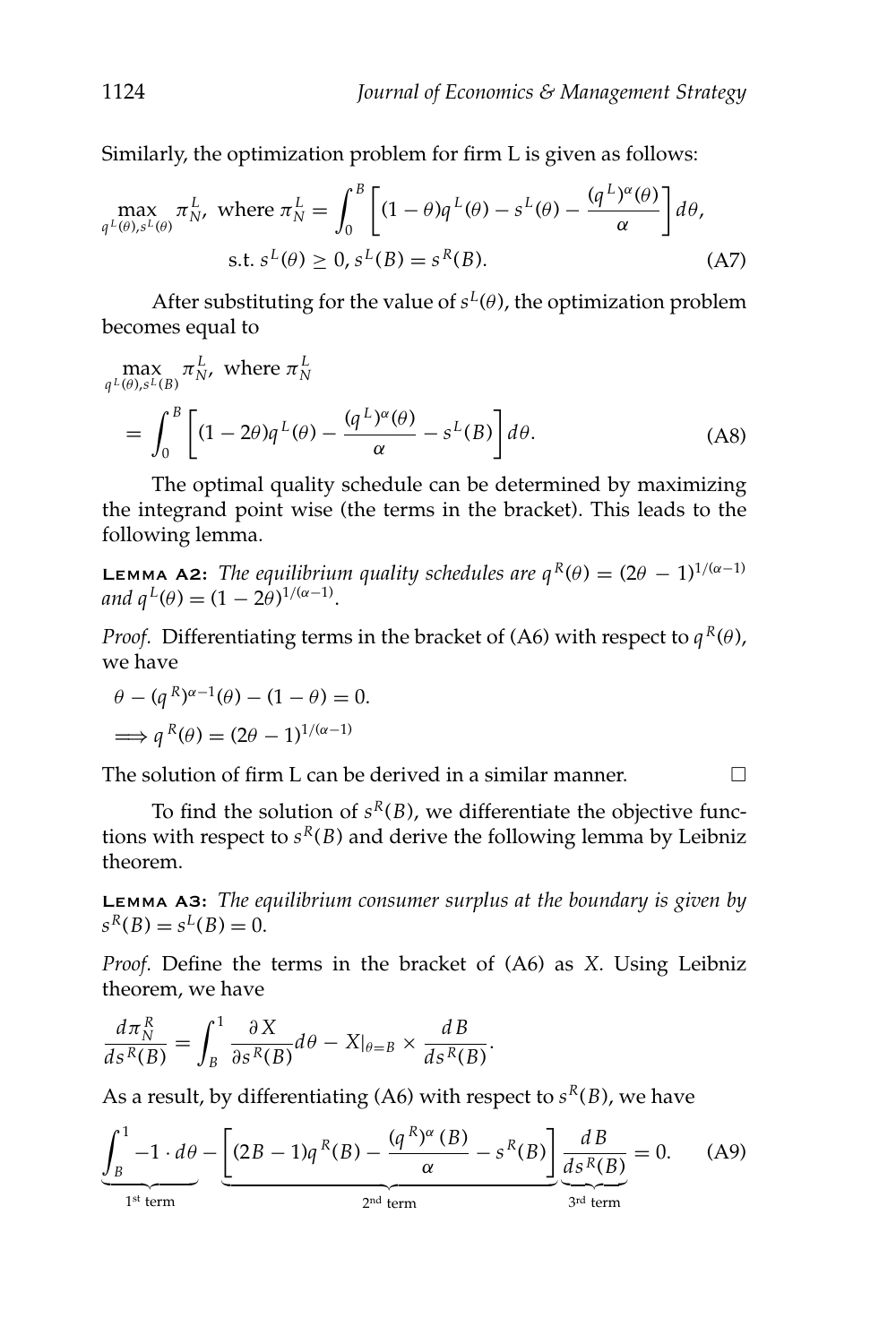Similarly, the optimization problem for firm L is given as follows:

$$\max_{q^L(\theta), s^L(\theta)} \pi_N^L, \text{ where } \pi_N^L = \int_0^B \left[ (1-\theta) q^L(\theta) - s^L(\theta) - \frac{(q^L)^\alpha(\theta)}{\alpha} \right] d\theta,$$

$$\text{s.t. } s^L(\theta) \geq 0, s^L(B) = s^R(B). \tag{A7}$$

After substituting for the value of $s^L(\theta)$, the optimization problem becomes equal to

$$\max_{q^L(\theta), s^L(B)} \pi_N^L, \text{ where } \pi_N^L$$

$$= \int_0^B \left[ (1-2\theta) q^L(\theta) - \frac{(q^L)^\alpha(\theta)}{\alpha} - s^L(B) \right] d\theta. \tag{A8}$$

The optimal quality schedule can be determined by maximizing the integrand point wise (the terms in the bracket). This leads to the following lemma.

**Lemma A2:** *The equilibrium quality schedules are* $q^R(\theta) = (2\theta - 1)^{1/(\alpha-1)}$ *and* $q^L(\theta) = (1 - 2\theta)^{1/(\alpha-1)}$.

*Proof.* Differentiating terms in the bracket of (A6) with respect to $q^R(\theta)$, we have

$$\theta - (q^R)^{\alpha-1}(\theta) - (1-\theta) = 0.$$

$$\implies q^R(\theta) = (2\theta - 1)^{1/(\alpha-1)}$$

The solution of firm L can be derived in a similar manner. □

To find the solution of $s^R(B)$, we differentiate the objective functions with respect to $s^R(B)$ and derive the following lemma by Leibniz theorem.

**Lemma A3:** *The equilibrium consumer surplus at the boundary is given by* $s^R(B) = s^L(B) = 0$.

*Proof.* Define the terms in the bracket of (A6) as $X$. Using Leibniz theorem, we have

$$\frac{d\pi_N^R}{ds^R(B)} = \int_B^1 \frac{\partial X}{\partial s^R(B)} d\theta - X|_{\theta=B} \times \frac{dB}{ds^R(B)}.$$

As a result, by differentiating (A6) with respect to $s^R(B)$, we have

$$\underbrace{\int_B^1 -1 \cdot d\theta}_{1^{\text{st}} \text{ term}} - \underbrace{\left[ (2B-1) q^R(B) - \frac{(q^R)^\alpha(B)}{\alpha} - s^R(B) \right]}_{2^{\text{nd}} \text{ term}} \underbrace{\frac{dB}{ds^R(B)}}_{3^{\text{rd}} \text{ term}} = 0. \tag{A9}$$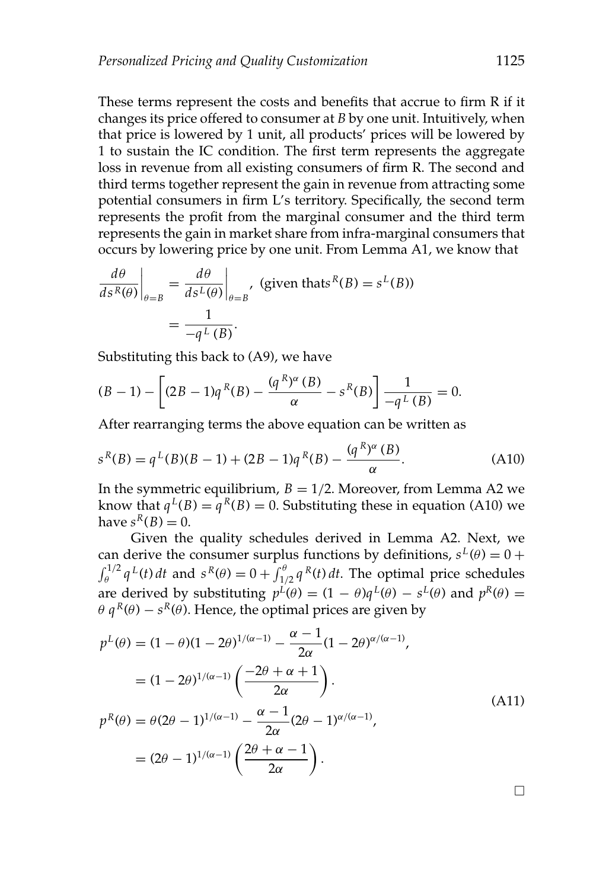These terms represent the costs and benefits that accrue to firm R if it changes its price offered to consumer at $B$ by one unit. Intuitively, when that price is lowered by 1 unit, all products' prices will be lowered by 1 to sustain the IC condition. The first term represents the aggregate loss in revenue from all existing consumers of firm R. The second and third terms together represent the gain in revenue from attracting some potential consumers in firm L's territory. Specifically, the second term represents the profit from the marginal consumer and the third term represents the gain in market share from infra-marginal consumers that occurs by lowering price by one unit. From Lemma A1, we know that

$$
\begin{aligned}
\left.\frac{d\theta}{ds^R(\theta)}\right|_{\theta=B} &= \left.\frac{d\theta}{ds^L(\theta)}\right|_{\theta=B}, \text{ (given that} s^R(B) = s^L(B)) \\
&= \frac{1}{-q^L(B)}.
\end{aligned}
$$

Substituting this back to (A9), we have

$$
(B-1) - \left[(2B-1)q^R(B) - \frac{(q^R)^\alpha(B)}{\alpha} - s^R(B)\right]\frac{1}{-q^L(B)} = 0.
$$

After rearranging terms the above equation can be written as

$$
s^R(B) = q^L(B)(B-1) + (2B-1)q^R(B) - \frac{(q^R)^\alpha(B)}{\alpha}. \tag{A10}
$$

In the symmetric equilibrium, $B = 1/2$. Moreover, from Lemma A2 we know that $q^L(B) = q^R(B) = 0$. Substituting these in equation (A10) we have $s^R(B) = 0$.

Given the quality schedules derived in Lemma A2. Next, we can derive the consumer surplus functions by definitions, $s^L(\theta) = 0 + \int_\theta^{1/2} q^L(t)\,dt$ and $s^R(\theta) = 0 + \int_{1/2}^{\theta} q^R(t)\,dt$. The optimal price schedules are derived by substituting $p^L(\theta) = (1-\theta)q^L(\theta) - s^L(\theta)$ and $p^R(\theta) = \theta\, q^R(\theta) - s^R(\theta)$. Hence, the optimal prices are given by

$$
\begin{aligned}
p^L(\theta) &= (1-\theta)(1-2\theta)^{1/(\alpha-1)} - \frac{\alpha-1}{2\alpha}(1-2\theta)^{\alpha/(\alpha-1)}, \\
&= (1-2\theta)^{1/(\alpha-1)}\left(\frac{-2\theta+\alpha+1}{2\alpha}\right). \\
p^R(\theta) &= \theta(2\theta-1)^{1/(\alpha-1)} - \frac{\alpha-1}{2\alpha}(2\theta-1)^{\alpha/(\alpha-1)}, \\
&= (2\theta-1)^{1/(\alpha-1)}\left(\frac{2\theta+\alpha-1}{2\alpha}\right).
\end{aligned}
\tag{A11}
$$

□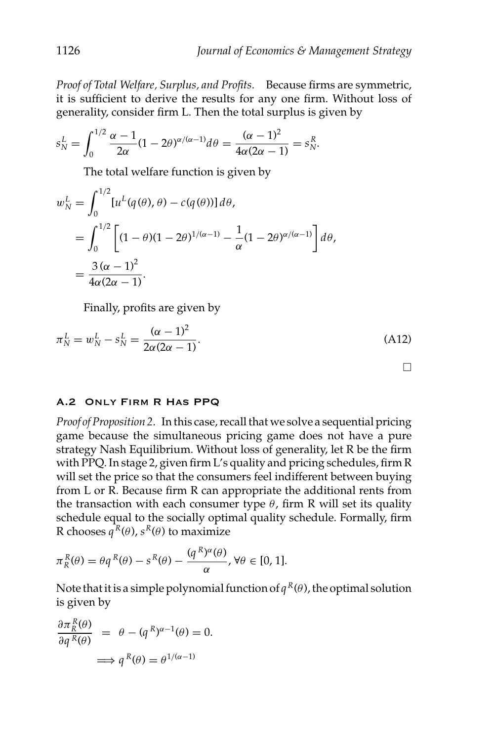*Proof of Total Welfare, Surplus, and Profits.* Because firms are symmetric, it is sufficient to derive the results for any one firm. Without loss of generality, consider firm L. Then the total surplus is given by

$$s_N^L = \int_0^{1/2} \frac{\alpha - 1}{2\alpha}(1 - 2\theta)^{\alpha/(\alpha-1)} d\theta = \frac{(\alpha - 1)^2}{4\alpha(2\alpha - 1)} = s_N^R.$$

The total welfare function is given by

$$\begin{aligned} w_N^L &= \int_0^{1/2} [u^L(q(\theta), \theta) - c(q(\theta))]\, d\theta, \\ &= \int_0^{1/2} \left[ (1 - \theta)(1 - 2\theta)^{1/(\alpha-1)} - \frac{1}{\alpha}(1 - 2\theta)^{\alpha/(\alpha-1)} \right] d\theta, \\ &= \frac{3\,(\alpha - 1)^2}{4\alpha(2\alpha - 1)}. \end{aligned}$$

Finally, profits are given by

$$\pi_N^L = w_N^L - s_N^L = \frac{(\alpha - 1)^2}{2\alpha(2\alpha - 1)}. \tag{A12}$$

□

### A.2 Only Firm R Has PPQ

*Proof of Proposition 2.* In this case, recall that we solve a sequential pricing game because the simultaneous pricing game does not have a pure strategy Nash Equilibrium. Without loss of generality, let R be the firm with PPQ. In stage 2, given firm L's quality and pricing schedules, firm R will set the price so that the consumers feel indifferent between buying from L or R. Because firm R can appropriate the additional rents from the transaction with each consumer type $\theta$, firm R will set its quality schedule equal to the socially optimal quality schedule. Formally, firm R chooses $q^R(\theta)$, $s^R(\theta)$ to maximize

$$\pi_R^R(\theta) = \theta q^R(\theta) - s^R(\theta) - \frac{(q^R)^\alpha(\theta)}{\alpha}, \forall \theta \in [0, 1].$$

Note that it is a simple polynomial function of $q^R(\theta)$, the optimal solution is given by

$$\begin{aligned} \frac{\partial \pi_R^R(\theta)}{\partial q^R(\theta)} &= \theta - (q^R)^{\alpha-1}(\theta) = 0. \\ &\Longrightarrow q^R(\theta) = \theta^{1/(\alpha-1)} \end{aligned}$$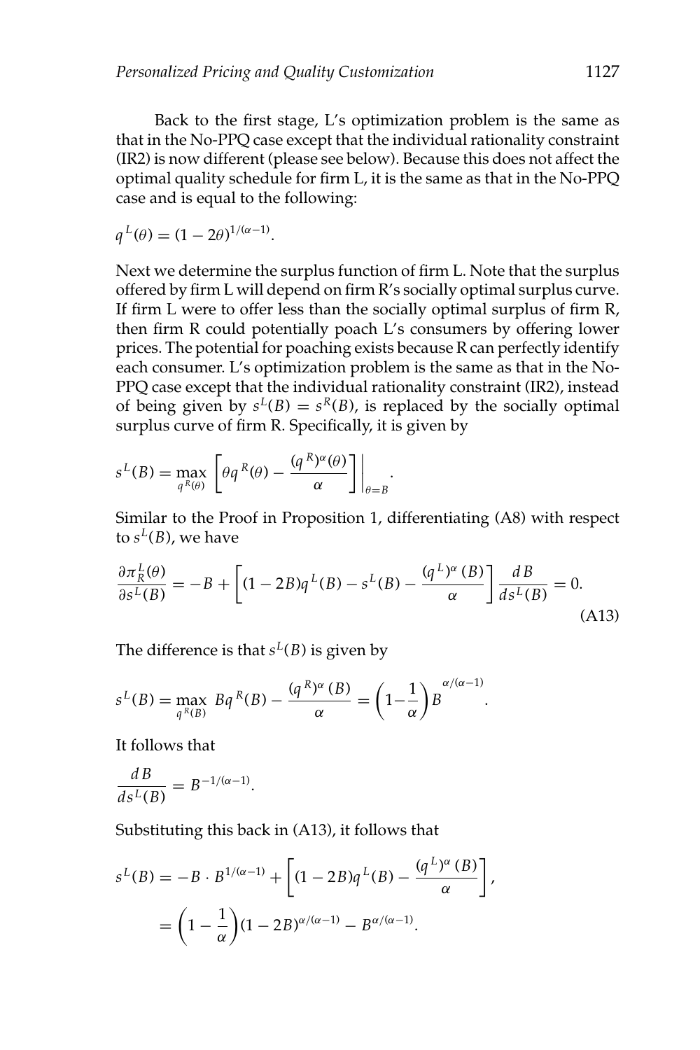Back to the first stage, L's optimization problem is the same as that in the No-PPQ case except that the individual rationality constraint (IR2) is now different (please see below). Because this does not affect the optimal quality schedule for firm L, it is the same as that in the No-PPQ case and is equal to the following:

$$q^L(\theta) = (1-2\theta)^{1/(\alpha-1)}.$$

Next we determine the surplus function of firm L. Note that the surplus offered by firm L will depend on firm R's socially optimal surplus curve. If firm L were to offer less than the socially optimal surplus of firm R, then firm R could potentially poach L's consumers by offering lower prices. The potential for poaching exists because R can perfectly identify each consumer. L's optimization problem is the same as that in the No-PPQ case except that the individual rationality constraint (IR2), instead of being given by $s^L(B) = s^R(B)$, is replaced by the socially optimal surplus curve of firm R. Specifically, it is given by

$$s^L(B) = \max_{q^R(\theta)} \left[ \theta q^R(\theta) - \frac{(q^R)^\alpha(\theta)}{\alpha} \right] \Bigg|_{\theta=B}.$$

Similar to the Proof in Proposition 1, differentiating (A8) with respect to $s^L(B)$, we have

$$\frac{\partial \pi_R^L(\theta)}{\partial s^L(B)} = -B + \left[ (1-2B)q^L(B) - s^L(B) - \frac{(q^L)^\alpha(B)}{\alpha} \right] \frac{dB}{ds^L(B)} = 0. \tag{A13}$$

The difference is that $s^L(B)$ is given by

$$s^L(B) = \max_{q^R(B)} Bq^R(B) - \frac{(q^R)^\alpha(B)}{\alpha} = \left(1 - \frac{1}{\alpha}\right) B^{\alpha/(\alpha-1)}.$$

It follows that

$$\frac{dB}{ds^L(B)} = B^{-1/(\alpha-1)}.$$

Substituting this back in (A13), it follows that

$$\begin{aligned} s^L(B) &= -B \cdot B^{1/(\alpha-1)} + \left[ (1-2B)q^L(B) - \frac{(q^L)^\alpha(B)}{\alpha} \right], \\ &= \left(1 - \frac{1}{\alpha}\right)(1-2B)^{\alpha/(\alpha-1)} - B^{\alpha/(\alpha-1)}. \end{aligned}$$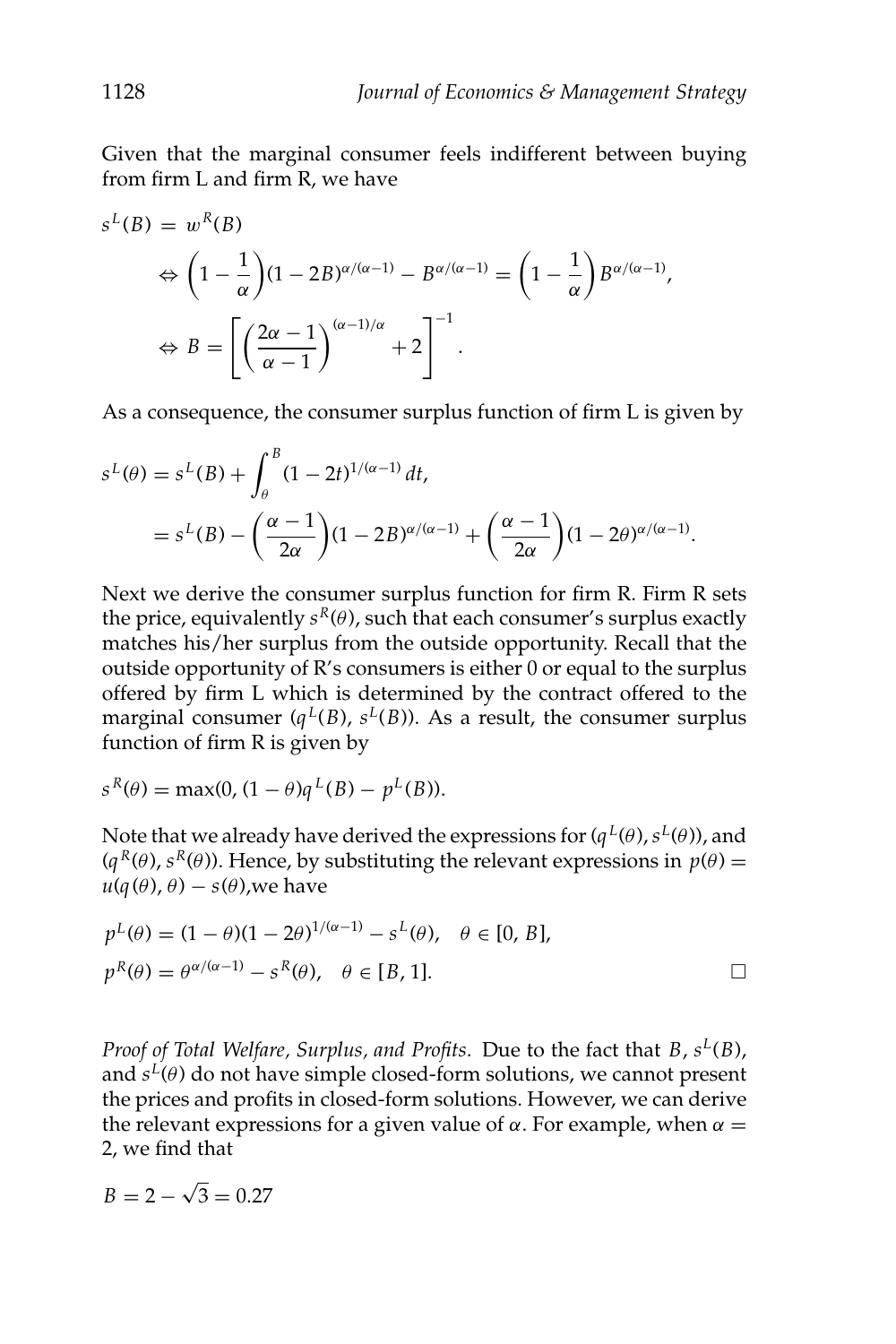Given that the marginal consumer feels indifferent between buying from firm L and firm R, we have

$$
\begin{aligned}
s^L(B) &= w^R(B) \\
&\Leftrightarrow \left(1 - \frac{1}{\alpha}\right)(1 - 2B)^{\alpha/(\alpha-1)} - B^{\alpha/(\alpha-1)} = \left(1 - \frac{1}{\alpha}\right) B^{\alpha/(\alpha-1)}, \\
&\Leftrightarrow B = \left[\left(\frac{2\alpha - 1}{\alpha - 1}\right)^{(\alpha-1)/\alpha} + 2\right]^{-1}.
\end{aligned}
$$

As a consequence, the consumer surplus function of firm L is given by

$$
\begin{aligned}
s^L(\theta) &= s^L(B) + \int_{\theta}^{B} (1 - 2t)^{1/(\alpha-1)}\, dt, \\
&= s^L(B) - \left(\frac{\alpha - 1}{2\alpha}\right)(1 - 2B)^{\alpha/(\alpha-1)} + \left(\frac{\alpha - 1}{2\alpha}\right)(1 - 2\theta)^{\alpha/(\alpha-1)}.
\end{aligned}
$$

Next we derive the consumer surplus function for firm R. Firm R sets the price, equivalently $s^R(\theta)$, such that each consumer's surplus exactly matches his/her surplus from the outside opportunity. Recall that the outside opportunity of R's consumers is either 0 or equal to the surplus offered by firm L which is determined by the contract offered to the marginal consumer $(q^L(B), s^L(B))$. As a result, the consumer surplus function of firm R is given by

$$
s^R(\theta) = \max(0, (1 - \theta)q^L(B) - p^L(B)).
$$

Note that we already have derived the expressions for $(q^L(\theta), s^L(\theta))$, and $(q^R(\theta), s^R(\theta))$. Hence, by substituting the relevant expressions in $p(\theta) = u(q(\theta), \theta) - s(\theta)$, we have

$$
\begin{aligned}
p^L(\theta) &= (1 - \theta)(1 - 2\theta)^{1/(\alpha-1)} - s^L(\theta), \quad \theta \in [0, B], \\
p^R(\theta) &= \theta^{\alpha/(\alpha-1)} - s^R(\theta), \quad \theta \in [B, 1].
\end{aligned}
$$

□

*Proof of Total Welfare, Surplus, and Profits.* Due to the fact that $B$, $s^L(B)$, and $s^L(\theta)$ do not have simple closed-form solutions, we cannot present the prices and profits in closed-form solutions. However, we can derive the relevant expressions for a given value of $\alpha$. For example, when $\alpha = 2$, we find that

$$
B = 2 - \sqrt{3} = 0.27
$$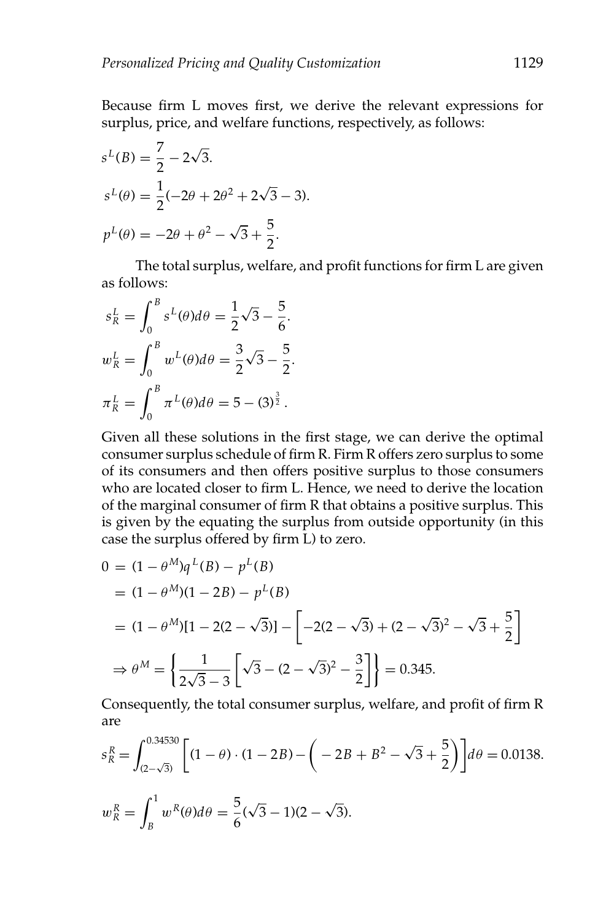Because firm L moves first, we derive the relevant expressions for surplus, price, and welfare functions, respectively, as follows:

$$s^L(B) = \frac{7}{2} - 2\sqrt{3}.$$

$$s^L(\theta) = \frac{1}{2}(-2\theta + 2\theta^2 + 2\sqrt{3} - 3).$$

$$p^L(\theta) = -2\theta + \theta^2 - \sqrt{3} + \frac{5}{2}.$$

The total surplus, welfare, and profit functions for firm L are given as follows:

$$s^L_R = \int_0^B s^L(\theta)d\theta = \frac{1}{2}\sqrt{3} - \frac{5}{6}.$$

$$w^L_R = \int_0^B w^L(\theta)d\theta = \frac{3}{2}\sqrt{3} - \frac{5}{2}.$$

$$\pi^L_R = \int_0^B \pi^L(\theta)d\theta = 5 - (3)^{\frac{3}{2}}.$$

Given all these solutions in the first stage, we can derive the optimal consumer surplus schedule of firm R. Firm R offers zero surplus to some of its consumers and then offers positive surplus to those consumers who are located closer to firm L. Hence, we need to derive the location of the marginal consumer of firm R that obtains a positive surplus. This is given by the equating the surplus from outside opportunity (in this case the surplus offered by firm L) to zero.

$$\begin{aligned}
0 &= (1-\theta^M)q^L(B) - p^L(B) \\
&= (1-\theta^M)(1-2B) - p^L(B) \\
&= (1-\theta^M)[1 - 2(2-\sqrt{3})] - \left[-2(2-\sqrt{3}) + (2-\sqrt{3})^2 - \sqrt{3} + \frac{5}{2}\right] \\
&\Rightarrow \theta^M = \left\{\frac{1}{2\sqrt{3}-3}\left[\sqrt{3} - (2-\sqrt{3})^2 - \frac{3}{2}\right]\right\} = 0.345.
\end{aligned}$$

Consequently, the total consumer surplus, welfare, and profit of firm R are

$$s^R_R = \int_{(2-\sqrt{3})}^{0.34530}\left[(1-\theta)\cdot(1-2B) - \left(-2B + B^2 - \sqrt{3} + \frac{5}{2}\right)\right]d\theta = 0.0138.$$

$$w^R_R = \int_B^1 w^R(\theta)d\theta = \frac{5}{6}(\sqrt{3}-1)(2-\sqrt{3}).$$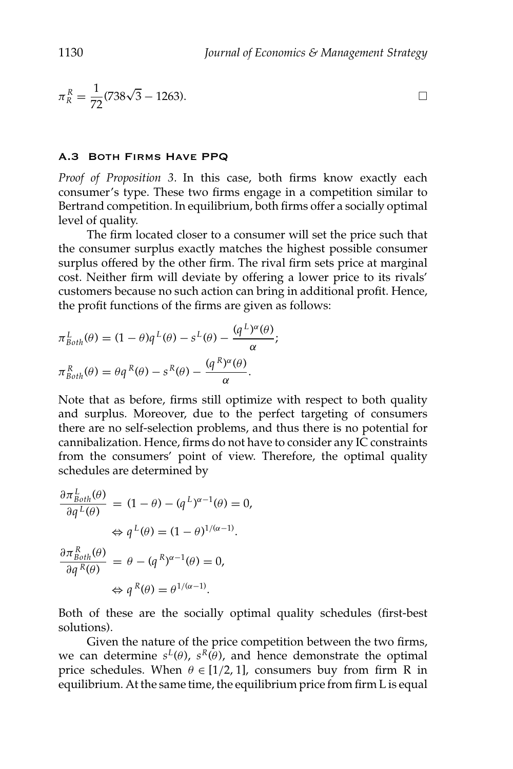$$\pi_R^R = \frac{1}{72}(738\sqrt{3} - 1263). \qquad \square$$

### A.3 Both Firms Have PPQ

*Proof of Proposition 3.* In this case, both firms know exactly each consumer's type. These two firms engage in a competition similar to Bertrand competition. In equilibrium, both firms offer a socially optimal level of quality.

The firm located closer to a consumer will set the price such that the consumer surplus exactly matches the highest possible consumer surplus offered by the other firm. The rival firm sets price at marginal cost. Neither firm will deviate by offering a lower price to its rivals' customers because no such action can bring in additional profit. Hence, the profit functions of the firms are given as follows:

$$\pi_{Both}^L(\theta) = (1-\theta)q^L(\theta) - s^L(\theta) - \frac{(q^L)^\alpha(\theta)}{\alpha};$$

$$\pi_{Both}^R(\theta) = \theta q^R(\theta) - s^R(\theta) - \frac{(q^R)^\alpha(\theta)}{\alpha}.$$

Note that as before, firms still optimize with respect to both quality and surplus. Moreover, due to the perfect targeting of consumers there are no self-selection problems, and thus there is no potential for cannibalization. Hence, firms do not have to consider any IC constraints from the consumers' point of view. Therefore, the optimal quality schedules are determined by

$$\frac{\partial \pi_{Both}^L(\theta)}{\partial q^L(\theta)} = (1-\theta) - (q^L)^{\alpha-1}(\theta) = 0,$$

$$\Leftrightarrow q^L(\theta) = (1-\theta)^{1/(\alpha-1)}.$$

$$\frac{\partial \pi_{Both}^R(\theta)}{\partial q^R(\theta)} = \theta - (q^R)^{\alpha-1}(\theta) = 0,$$

$$\Leftrightarrow q^R(\theta) = \theta^{1/(\alpha-1)}.$$

Both of these are the socially optimal quality schedules (first-best solutions).

Given the nature of the price competition between the two firms, we can determine $s^L(\theta)$, $s^R(\theta)$, and hence demonstrate the optimal price schedules. When $\theta \in [1/2, 1]$, consumers buy from firm R in equilibrium. At the same time, the equilibrium price from firm L is equal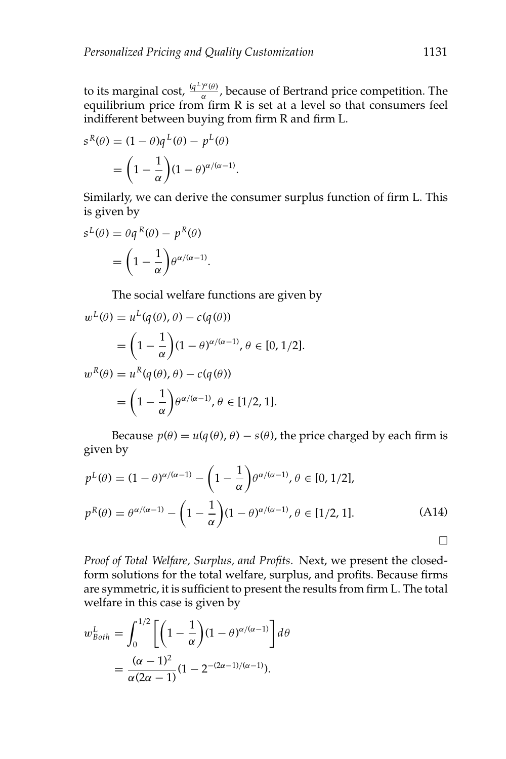to its marginal cost, $\frac{(q^L)^{\alpha}(\theta)}{\alpha}$, because of Bertrand price competition. The equilibrium price from firm R is set at a level so that consumers feel indifferent between buying from firm R and firm L.

$$
\begin{aligned}
s^R(\theta) &= (1-\theta)q^L(\theta) - p^L(\theta) \\
&= \left(1 - \frac{1}{\alpha}\right)(1-\theta)^{\alpha/(\alpha-1)}.
\end{aligned}
$$

Similarly, we can derive the consumer surplus function of firm L. This is given by

$$
\begin{aligned}
s^L(\theta) &= \theta q^R(\theta) - p^R(\theta) \\
&= \left(1 - \frac{1}{\alpha}\right)\theta^{\alpha/(\alpha-1)}.
\end{aligned}
$$

The social welfare functions are given by

$$
\begin{aligned}
w^L(\theta) &= u^L(q(\theta), \theta) - c(q(\theta)) \\
&= \left(1 - \frac{1}{\alpha}\right)(1-\theta)^{\alpha/(\alpha-1)}, \theta \in [0, 1/2]. \\
w^R(\theta) &= u^R(q(\theta), \theta) - c(q(\theta)) \\
&= \left(1 - \frac{1}{\alpha}\right)\theta^{\alpha/(\alpha-1)}, \theta \in [1/2, 1].
\end{aligned}
$$

Because $p(\theta) = u(q(\theta), \theta) - s(\theta)$, the price charged by each firm is given by

$$
\begin{aligned}
p^L(\theta) &= (1-\theta)^{\alpha/(\alpha-1)} - \left(1 - \frac{1}{\alpha}\right)\theta^{\alpha/(\alpha-1)}, \theta \in [0, 1/2], \\
p^R(\theta) &= \theta^{\alpha/(\alpha-1)} - \left(1 - \frac{1}{\alpha}\right)(1-\theta)^{\alpha/(\alpha-1)}, \theta \in [1/2, 1]. \qquad \text{(A14)}
\end{aligned}
$$

□

*Proof of Total Welfare, Surplus, and Profits.* Next, we present the closed-form solutions for the total welfare, surplus, and profits. Because firms are symmetric, it is sufficient to present the results from firm L. The total welfare in this case is given by

$$
\begin{aligned}
w^L_{Both} &= \int_0^{1/2} \left[\left(1 - \frac{1}{\alpha}\right)(1-\theta)^{\alpha/(\alpha-1)}\right] d\theta \\
&= \frac{(\alpha-1)^2}{\alpha(2\alpha-1)}(1 - 2^{-(2\alpha-1)/(\alpha-1)}).
\end{aligned}
$$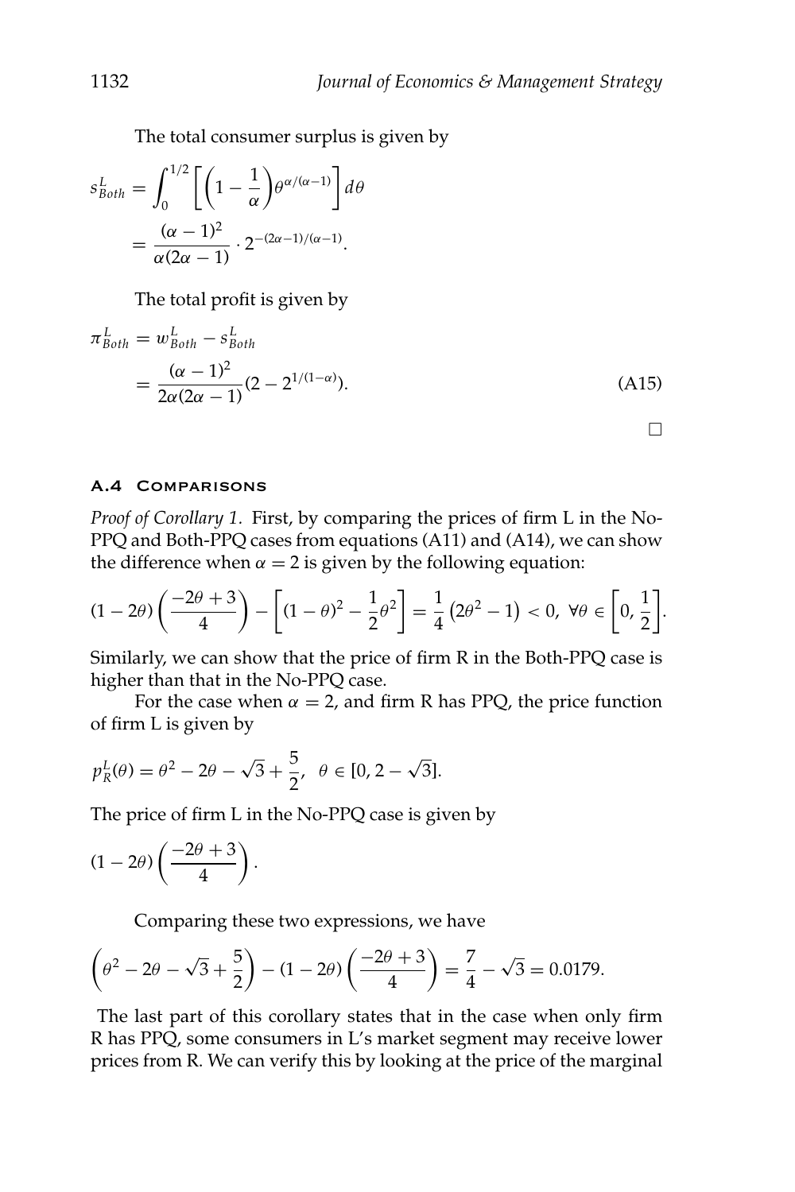The total consumer surplus is given by

$$s^L_{Both} = \int_0^{1/2} \left[ \left(1 - \frac{1}{\alpha}\right) \theta^{\alpha/(\alpha-1)} \right] d\theta$$
$$= \frac{(\alpha-1)^2}{\alpha(2\alpha-1)} \cdot 2^{-(2\alpha-1)/(\alpha-1)}.$$

The total profit is given by

$$\pi^L_{Both} = w^L_{Both} - s^L_{Both}$$
$$= \frac{(\alpha-1)^2}{2\alpha(2\alpha-1)} (2 - 2^{1/(1-\alpha)}). \tag{A15}$$

□

### A.4 Comparisons

*Proof of Corollary 1.* First, by comparing the prices of firm L in the No-PPQ and Both-PPQ cases from equations (A11) and (A14), we can show the difference when $\alpha = 2$ is given by the following equation:

$$(1 - 2\theta)\left(\frac{-2\theta + 3}{4}\right) - \left[(1-\theta)^2 - \frac{1}{2}\theta^2\right] = \frac{1}{4}\left(2\theta^2 - 1\right) < 0, \ \forall \theta \in \left[0, \frac{1}{2}\right].$$

Similarly, we can show that the price of firm R in the Both-PPQ case is higher than that in the No-PPQ case.

For the case when $\alpha = 2$, and firm R has PPQ, the price function of firm L is given by

$$p^L_R(\theta) = \theta^2 - 2\theta - \sqrt{3} + \frac{5}{2}, \ \ \theta \in [0, 2 - \sqrt{3}].$$

The price of firm L in the No-PPQ case is given by

$$(1 - 2\theta)\left(\frac{-2\theta + 3}{4}\right).$$

Comparing these two expressions, we have

$$\left(\theta^2 - 2\theta - \sqrt{3} + \frac{5}{2}\right) - (1 - 2\theta)\left(\frac{-2\theta + 3}{4}\right) = \frac{7}{4} - \sqrt{3} = 0.0179.$$

The last part of this corollary states that in the case when only firm R has PPQ, some consumers in L's market segment may receive lower prices from R. We can verify this by looking at the price of the marginal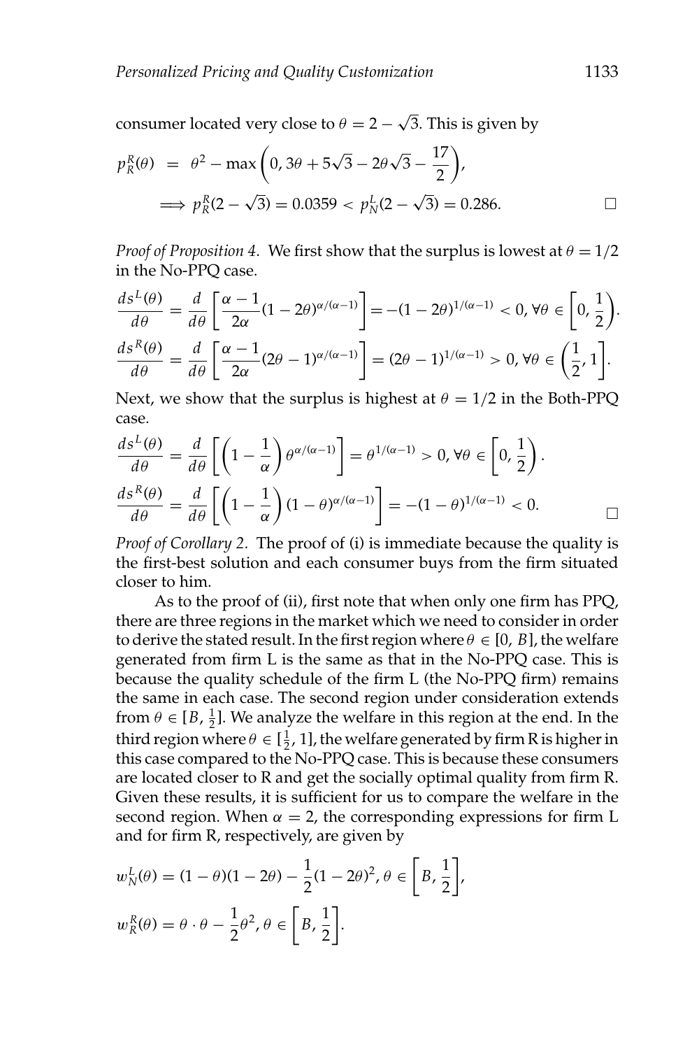consumer located very close to $\theta = 2 - \sqrt{3}$. This is given by

$$p_R^R(\theta) \;=\; \theta^2 - \max\left(0, 3\theta + 5\sqrt{3} - 2\theta\sqrt{3} - \frac{17}{2}\right),$$

$$\implies p_R^R(2-\sqrt{3}) = 0.0359 < p_N^L(2-\sqrt{3}) = 0.286. \qquad \square$$

*Proof of Proposition 4.* We first show that the surplus is lowest at $\theta = 1/2$ in the No-PPQ case.

$$\frac{ds^L(\theta)}{d\theta} = \frac{d}{d\theta}\left[\frac{\alpha-1}{2\alpha}(1-2\theta)^{\alpha/(\alpha-1)}\right] = -(1-2\theta)^{1/(\alpha-1)} < 0, \forall\theta \in \left[0, \frac{1}{2}\right).$$

$$\frac{ds^R(\theta)}{d\theta} = \frac{d}{d\theta}\left[\frac{\alpha-1}{2\alpha}(2\theta-1)^{\alpha/(\alpha-1)}\right] = (2\theta-1)^{1/(\alpha-1)} > 0, \forall\theta \in \left(\frac{1}{2}, 1\right].$$

Next, we show that the surplus is highest at $\theta = 1/2$ in the Both-PPQ case.

$$\frac{ds^L(\theta)}{d\theta} = \frac{d}{d\theta}\left[\left(1-\frac{1}{\alpha}\right)\theta^{\alpha/(\alpha-1)}\right] = \theta^{1/(\alpha-1)} > 0, \forall\theta \in \left[0, \frac{1}{2}\right).$$

$$\frac{ds^R(\theta)}{d\theta} = \frac{d}{d\theta}\left[\left(1-\frac{1}{\alpha}\right)(1-\theta)^{\alpha/(\alpha-1)}\right] = -(1-\theta)^{1/(\alpha-1)} < 0. \qquad \square$$

*Proof of Corollary 2.* The proof of (i) is immediate because the quality is the first-best solution and each consumer buys from the firm situated closer to him.

As to the proof of (ii), first note that when only one firm has PPQ, there are three regions in the market which we need to consider in order to derive the stated result. In the first region where $\theta \in [0, B]$, the welfare generated from firm L is the same as that in the No-PPQ case. This is because the quality schedule of the firm L (the No-PPQ firm) remains the same in each case. The second region under consideration extends from $\theta \in [B, \frac{1}{2}]$. We analyze the welfare in this region at the end. In the third region where $\theta \in [\frac{1}{2}, 1]$, the welfare generated by firm R is higher in this case compared to the No-PPQ case. This is because these consumers are located closer to R and get the socially optimal quality from firm R. Given these results, it is sufficient for us to compare the welfare in the second region. When $\alpha = 2$, the corresponding expressions for firm L and for firm R, respectively, are given by

$$w_N^L(\theta) = (1-\theta)(1-2\theta) - \frac{1}{2}(1-2\theta)^2, \theta \in \left[B, \frac{1}{2}\right],$$

$$w_R^R(\theta) = \theta \cdot \theta - \frac{1}{2}\theta^2, \theta \in \left[B, \frac{1}{2}\right].$$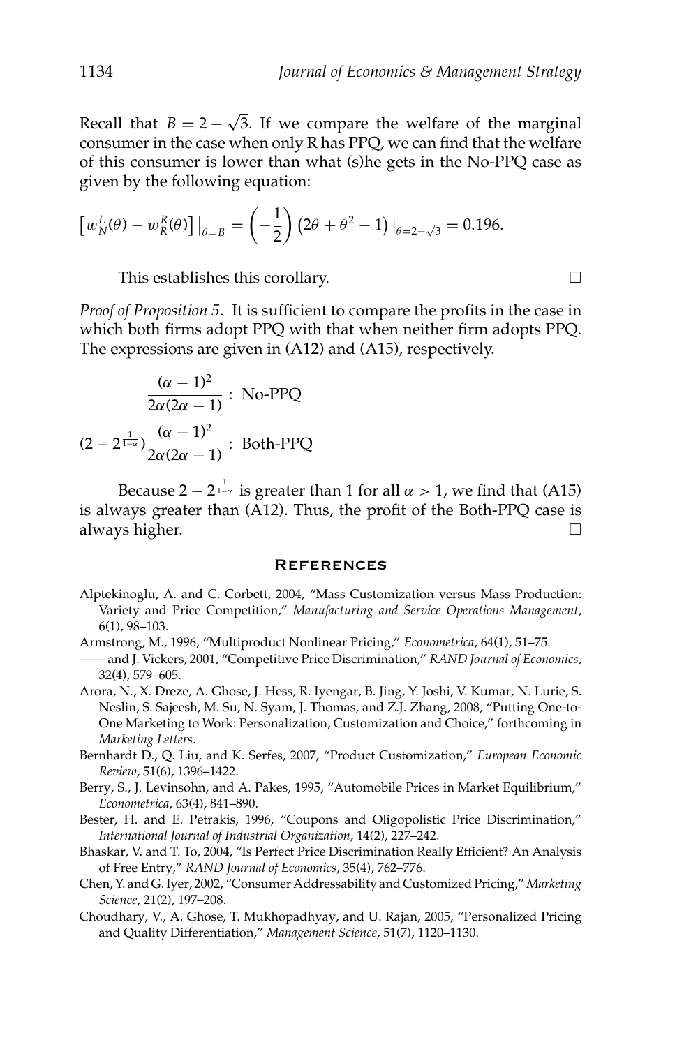Recall that $B = 2 - \sqrt{3}$. If we compare the welfare of the marginal consumer in the case when only R has PPQ, we can find that the welfare of this consumer is lower than what (s)he gets in the No-PPQ case as given by the following equation:

$$\left[w_N^L(\theta) - w_R^R(\theta)\right]\big|_{\theta=B} = \left(-\frac{1}{2}\right)\left(2\theta + \theta^2 - 1\right)\big|_{\theta=2-\sqrt{3}} = 0.196.$$

This establishes this corollary. $\square$

*Proof of Proposition 5.* It is sufficient to compare the profits in the case in which both firms adopt PPQ with that when neither firm adopts PPQ. The expressions are given in (A12) and (A15), respectively.

$$\frac{(\alpha-1)^2}{2\alpha(2\alpha-1)} : \text{ No-PPQ}$$

$$(2 - 2^{\frac{1}{1-\alpha}})\frac{(\alpha-1)^2}{2\alpha(2\alpha-1)} : \text{ Both-PPQ}$$

Because $2 - 2^{\frac{1}{1-\alpha}}$ is greater than 1 for all $\alpha > 1$, we find that (A15) is always greater than (A12). Thus, the profit of the Both-PPQ case is always higher. $\square$

## References

Alptekinoglu, A. and C. Corbett, 2004, "Mass Customization versus Mass Production: Variety and Price Competition," *Manufacturing and Service Operations Management*, 6(1), 98–103.

Armstrong, M., 1996, "Multiproduct Nonlinear Pricing," *Econometrica*, 64(1), 51–75.

—— and J. Vickers, 2001, "Competitive Price Discrimination," *RAND Journal of Economics*, 32(4), 579–605.

Arora, N., X. Dreze, A. Ghose, J. Hess, R. Iyengar, B. Jing, Y. Joshi, V. Kumar, N. Lurie, S. Neslin, S. Sajeesh, M. Su, N. Syam, J. Thomas, and Z.J. Zhang, 2008, "Putting One-to-One Marketing to Work: Personalization, Customization and Choice," forthcoming in *Marketing Letters*.

Bernhardt D., Q. Liu, and K. Serfes, 2007, "Product Customization," *European Economic Review*, 51(6), 1396–1422.

Berry, S., J. Levinsohn, and A. Pakes, 1995, "Automobile Prices in Market Equilibrium," *Econometrica*, 63(4), 841–890.

Bester, H. and E. Petrakis, 1996, "Coupons and Oligopolistic Price Discrimination," *International Journal of Industrial Organization*, 14(2), 227–242.

Bhaskar, V. and T. To, 2004, "Is Perfect Price Discrimination Really Efficient? An Analysis of Free Entry," *RAND Journal of Economics*, 35(4), 762–776.

Chen, Y. and G. Iyer, 2002, "Consumer Addressability and Customized Pricing," *Marketing Science*, 21(2), 197–208.

Choudhary, V., A. Ghose, T. Mukhopadhyay, and U. Rajan, 2005, "Personalized Pricing and Quality Differentiation," *Management Science*, 51(7), 1120–1130.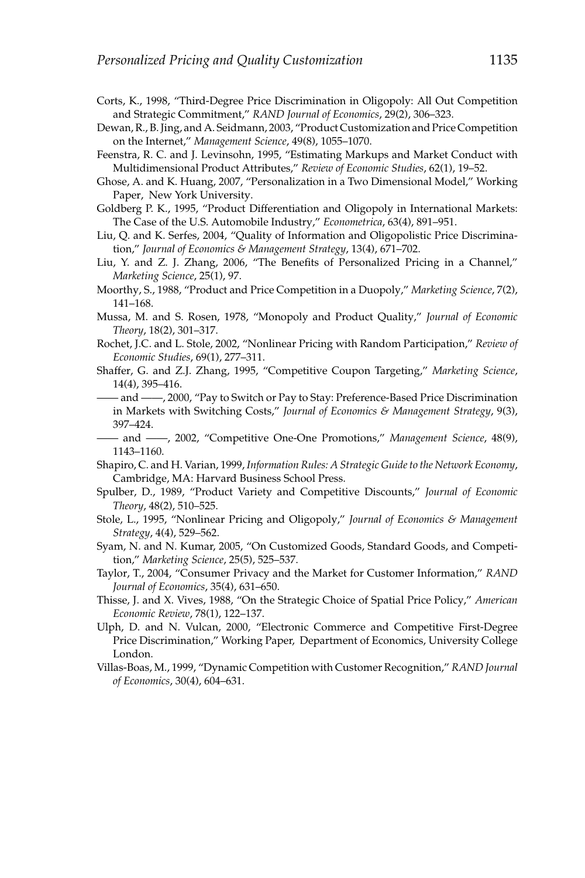Corts, K., 1998, "Third-Degree Price Discrimination in Oligopoly: All Out Competition and Strategic Commitment," *RAND Journal of Economics*, 29(2), 306–323.

Dewan, R., B. Jing, and A. Seidmann, 2003, "Product Customization and Price Competition on the Internet," *Management Science*, 49(8), 1055–1070.

Feenstra, R. C. and J. Levinsohn, 1995, "Estimating Markups and Market Conduct with Multidimensional Product Attributes," *Review of Economic Studies*, 62(1), 19–52.

Ghose, A. and K. Huang, 2007, "Personalization in a Two Dimensional Model," Working Paper, New York University.

Goldberg P. K., 1995, "Product Differentiation and Oligopoly in International Markets: The Case of the U.S. Automobile Industry," *Econometrica*, 63(4), 891–951.

Liu, Q. and K. Serfes, 2004, "Quality of Information and Oligopolistic Price Discrimination," *Journal of Economics & Management Strategy*, 13(4), 671–702.

Liu, Y. and Z. J. Zhang, 2006, "The Benefits of Personalized Pricing in a Channel," *Marketing Science*, 25(1), 97.

Moorthy, S., 1988, "Product and Price Competition in a Duopoly," *Marketing Science*, 7(2), 141–168.

Mussa, M. and S. Rosen, 1978, "Monopoly and Product Quality," *Journal of Economic Theory*, 18(2), 301–317.

Rochet, J.C. and L. Stole, 2002, "Nonlinear Pricing with Random Participation," *Review of Economic Studies*, 69(1), 277–311.

Shaffer, G. and Z.J. Zhang, 1995, "Competitive Coupon Targeting," *Marketing Science*, 14(4), 395–416.

—— and ——, 2000, "Pay to Switch or Pay to Stay: Preference-Based Price Discrimination in Markets with Switching Costs," *Journal of Economics & Management Strategy*, 9(3), 397–424.

—— and ——, 2002, "Competitive One-One Promotions," *Management Science*, 48(9), 1143–1160.

Shapiro, C. and H. Varian, 1999, *Information Rules: A Strategic Guide to the Network Economy*, Cambridge, MA: Harvard Business School Press.

Spulber, D., 1989, "Product Variety and Competitive Discounts," *Journal of Economic Theory*, 48(2), 510–525.

Stole, L., 1995, "Nonlinear Pricing and Oligopoly," *Journal of Economics & Management Strategy*, 4(4), 529–562.

Syam, N. and N. Kumar, 2005, "On Customized Goods, Standard Goods, and Competition," *Marketing Science*, 25(5), 525–537.

Taylor, T., 2004, "Consumer Privacy and the Market for Customer Information," *RAND Journal of Economics*, 35(4), 631–650.

Thisse, J. and X. Vives, 1988, "On the Strategic Choice of Spatial Price Policy," *American Economic Review*, 78(1), 122–137.

Ulph, D. and N. Vulcan, 2000, "Electronic Commerce and Competitive First-Degree Price Discrimination," Working Paper, Department of Economics, University College London.

Villas-Boas, M., 1999, "Dynamic Competition with Customer Recognition," *RAND Journal of Economics*, 30(4), 604–631.